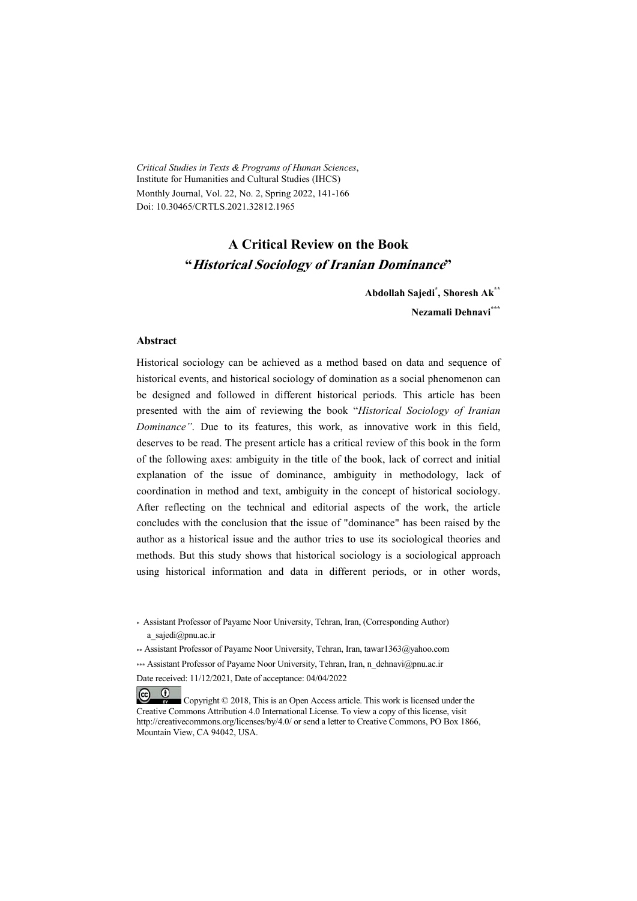*Critical Studies in Texts & Programs of Human Sciences*,
Institute for Humanities and Cultural Studies (IHCS)
Monthly Journal, Vol. 22, No. 2, Spring 2022, 141-166
Doi: 10.30465/CRTLS.2021.32812.1965

# A Critical Review on the Book "*Historical Sociology of Iranian Dominance*"

**Abdollah Sajedi***, **Shoresh Ak****
**Nezamali Dehnavi*****

## Abstract

Historical sociology can be achieved as a method based on data and sequence of historical events, and historical sociology of domination as a social phenomenon can be designed and followed in different historical periods. This article has been presented with the aim of reviewing the book "*Historical Sociology of Iranian Dominance"*. Due to its features, this work, as innovative work in this field, deserves to be read. The present article has a critical review of this book in the form of the following axes: ambiguity in the title of the book, lack of correct and initial explanation of the issue of dominance, ambiguity in methodology, lack of coordination in method and text, ambiguity in the concept of historical sociology. After reflecting on the technical and editorial aspects of the work, the article concludes with the conclusion that the issue of "dominance" has been raised by the author as a historical issue and the author tries to use its sociological theories and methods. But this study shows that historical sociology is a sociological approach using historical information and data in different periods, or in other words,

\* Assistant Professor of Payame Noor University, Tehran, Iran, (Corresponding Author) a_sajedi@pnu.ac.ir

\*\* Assistant Professor of Payame Noor University, Tehran, Iran, tawar1363@yahoo.com

\*\*\* Assistant Professor of Payame Noor University, Tehran, Iran, n_dehnavi@pnu.ac.ir

Date received: 11/12/2021, Date of acceptance: 04/04/2022

Copyright © 2018, This is an Open Access article. This work is licensed under the Creative Commons Attribution 4.0 International License. To view a copy of this license, visit http://creativecommons.org/licenses/by/4.0/ or send a letter to Creative Commons, PO Box 1866, Mountain View, CA 94042, USA.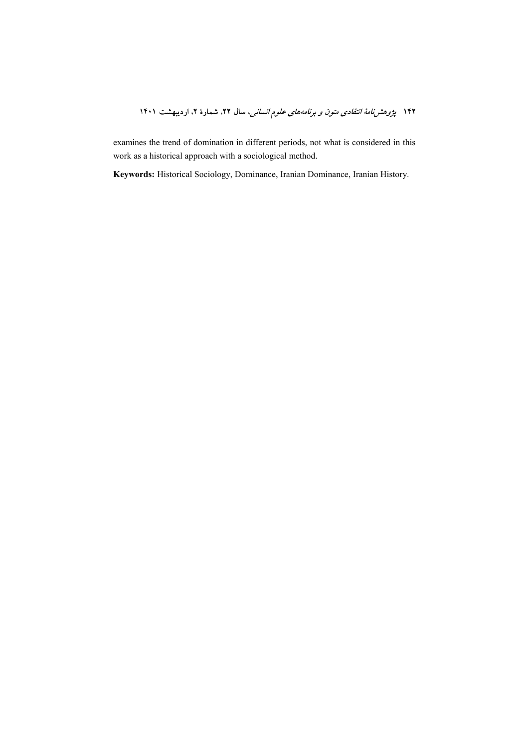examines the trend of domination in different periods, not what is considered in this work as a historical approach with a sociological method.

**Keywords:** Historical Sociology, Dominance, Iranian Dominance, Iranian History.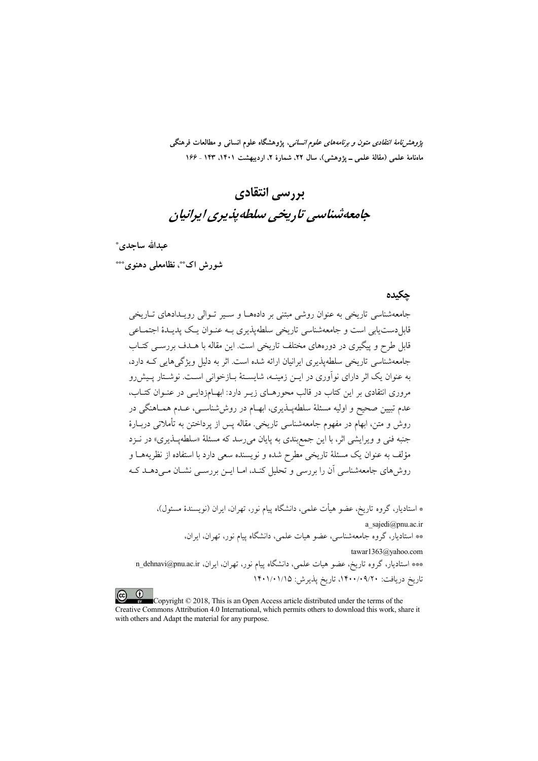*پژوهش‌نامهٔ انتقادی متون و برنامه‌های علوم انسانی*، پژوهشگاه علوم انسانی و مطالعات فرهنگی
ماهنامهٔ علمی (مقالهٔ علمی ـ پژوهشی)، سال ۲۲، شمارهٔ ۲، اردیبهشت ۱۴۰۱، ۱۴۳ - ۱۶۶

# بررسی انتقادی
# *جامعه‌شناسی تاریخی سلطه‌پذیری ایرانیان*

**عبدالله ساجدی***

**شورش اک****، **نظامعلی دهنوی*****

## چکیده

جامعه‌شناسی تاریخی به عنوان روشی مبتنی بر داده‌ها و سیر توالی رویدادهای تاریخی قابل‌دست‌یابی است و جامعه‌شناسی تاریخی سلطه‌پذیری به عنوان یک پدیدهٔ اجتماعی قابل طرح و پیگیری در دوره‌های مختلف تاریخی است. این مقاله با هدف بررسی کتاب جامعه‌شناسی تاریخی سلطه‌پذیری ایرانیان ارائه شده است. اثر به دلیل ویژگی‌هایی که دارد، به عنوان یک اثر دارای نوآوری در این زمینه، شایستهٔ بازخوانی است. نوشتار پیش‌رو مروری انتقادی بر این کتاب در قالب محورهای زیر دارد: ابهام‌زدایی در عنوان کتاب، عدم تبیین صحیح و اولیه مسئلهٔ سلطه‌پذیری، ابهام در روش‌شناسی، عدم هماهنگی در روش و متن، ابهام در مفهوم جامعه‌شناسی تاریخی. مقاله پس از پرداختن به تأملاتی دربارهٔ جنبه فنی و ویرایشی اثر، با این جمع‌بندی به پایان می‌رسد که مسئلهٔ «سلطه‌پذیری» در نزد مؤلف به عنوان یک مسئلهٔ تاریخی مطرح شده و نویسنده سعی دارد با استفاده از نظریه‌ها و روش‌های جامعه‌شناسی آن را بررسی و تحلیل کند، اما این بررسی نشان می‌دهد که

* استادیار، گروه تاریخ، عضو هیأت علمی، دانشگاه پیام نور، تهران، ایران (نویسندهٔ مسئول)،
a_sajedi@pnu.ac.ir

** استادیار، گروه جامعه‌شناسی، عضو هیات علمی، دانشگاه پیام نور، تهران، ایران،
tawar1363@yahoo.com

*** استادیار، گروه تاریخ، عضو هیات علمی، دانشگاه پیام نور، تهران، ایران، n_dehnavi@pnu.ac.ir

تاریخ دریافت: ۱۴۰۰/۰۹/۲۰، تاریخ پذیرش: ۱۴۰۱/۰۱/۱۵

Copyright © 2018, This is an Open Access article distributed under the terms of the Creative Commons Attribution 4.0 International, which permits others to download this work, share it with others and Adapt the material for any purpose.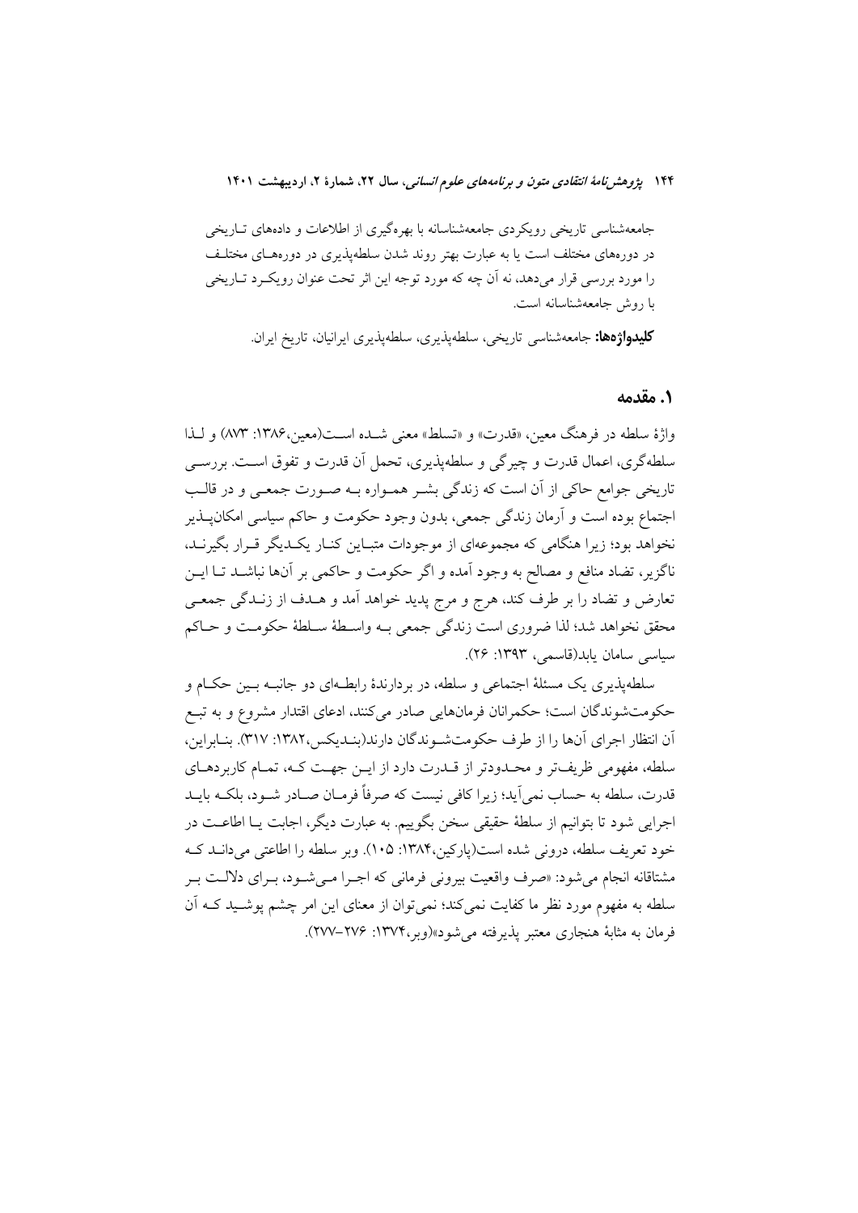جامعه‌شناسی تاریخی رویکردی جامعه‌شناسانه با بهره‌گیری از اطلاعات و داده‌های تـاریخی در دوره‌های مختلف است یا به عبارت بهتر روند شدن سلطه‌پذیری در دوره‌هـای مختلـف را مورد بررسی قرار می‌دهد، نه آن چه که مورد توجه این اثر تحت عنوان رویکـرد تـاریخی با روش جامعه‌شناسانه است.

**کلیدواژه‌ها:** جامعه‌شناسی تاریخی، سلطه‌پذیری، سلطه‌پذیری ایرانیان، تاریخ ایران.

## ۱. مقدمه

واژهٔ سلطه در فرهنگ معین، «قدرت» و «تسلط» معنی شـده اسـت(معین،۱۳۸۶: ۸۷۳) و لـذا سلطه‌گری، اعمال قدرت و چیرگی و سلطه‌پذیری، تحمل آن قدرت و تفوق اسـت. بررسـی تاریخی جوامع حاکی از آن است که زندگی بشـر همـواره بـه صـورت جمعـی و در قالـب اجتماع بوده است و آرمان زندگی جمعی، بدون وجود حکومت و حاکم سیاسی امکان‌پـذیر نخواهد بود؛ زیرا هنگامی که مجموعه‌ای از موجودات متبـاین کنـار یکـدیگر قـرار بگیرنـد، ناگزیر، تضاد منافع و مصالح به وجود آمده و اگر حکومت و حاکمی بر آن‌ها نباشـد تـا ایـن تعارض و تضاد را بر طرف کند، هرج و مرج پدید خواهد آمد و هـدف از زنـدگی جمعـی محقق نخواهد شد؛ لذا ضروری است زندگی جمعی بـه واسـطهٔ سـلطهٔ حکومـت و حـاکم سیاسی سامان یابد(قاسمی، ۱۳۹۳: ۲۶).

سلطه‌پذیری یک مسئلهٔ اجتماعی و سلطه، در بردارندهٔ رابطـه‌ای دو جانبـه بـین حکـام و حکومت‌شوندگان است؛ حکمرانان فرمان‌هایی صادر می‌کنند، ادعای اقتدار مشروع و به تبـع آن انتظار اجرای آن‌ها را از طرف حکومت‌شـوندگان دارند(بنـدیکس،۱۳۸۲: ۳۱۷). بنـابراین، سلطه، مفهومی ظریف‌تر و محـدودتر از قـدرت دارد از ایـن جهـت کـه، تمـام کاربردهـای قدرت، سلطه به حساب نمی‌آید؛ زیرا کافی نیست که صرفاً فرمـان صـادر شـود، بلکـه بایـد اجرایی شود تا بتوانیم از سلطهٔ حقیقی سخن بگوییم. به عبارت دیگر، اجابت یـا اطاعـت در خود تعریف سلطه، درونی شده است(پارکین،۱۳۸۴: ۱۰۵). وبر سلطه را اطاعتی می‌دانـد کـه مشتاقانه انجام می‌شود: «صرف واقعیت بیرونی فرمانی که اجـرا مـی‌شـود، بـرای دلالـت بـر سلطه به مفهوم مورد نظر ما کفایت نمی‌کند؛ نمی‌توان از معنای این امر چشم پوشـید کـه آن فرمان به مثابهٔ هنجاری معتبر پذیرفته می‌شود»(وبر،۱۳۷۴: ۲۷۶–۲۷۷).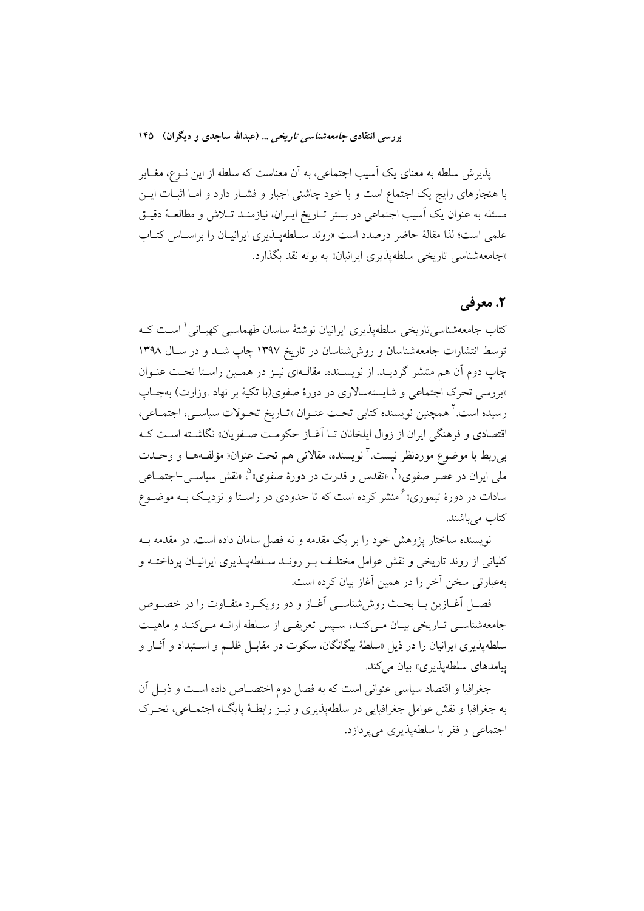پذیرش سلطه به معنای یک آسیب اجتماعی، به آن معناست که سلطه از این نـوع، مغـایر با هنجارهای رایج یک اجتماع است و با خود چاشنی اجبار و فشـار دارد و امـا اثبـات ایـن مسئله به عنوان یک آسیب اجتماعی در بستر تـاریخ ایـران، نیازمنـد تـلاش و مطالعـهٔ دقیـق علمی است؛ لذا مقالهٔ حاضر درصدد است «روند سـلطه‌پـذیری ایرانیـان را براسـاس کتـاب «جامعه‌شناسی تاریخی سلطه‌پذیری ایرانیان» به بوته نقد بگذارد.

## ۲. معرفی

کتاب جامعه‌شناسی‌تاریخی سلطه‌پذیری ایرانیان نوشتهٔ ساسان طهماسبی کهیـانی[1] اسـت کـه توسط انتشارات جامعه‌شناسان و روش‌شناسان در تاریخ ۱۳۹۷ چاپ شـد و در سـال ۱۳۹۸ چاپ دوم آن هم منتشر گردیـد. از نویسـنده، مقالـه‌ای نیـز در همـین راسـتا تحـت عنـوان «بررسی تحرک اجتماعی و شایسته‌سالاری در دورهٔ صفوی(با تکیهٔ بر نهاد .وزارت) به‌چـاپ رسیده است.[2] همچنین نویسنده کتابی تحـت عنـوان «تـاریخ تحـولات سیاسـی، اجتمـاعی، اقتصادی و فرهنگی ایران از زوال ایلخانان تـا آغـاز حکومـت صـفویان» نگاشـته اسـت کـه بی‌ربط با موضوع موردنظر نیست.[3] نویسنده، مقالاتی هم تحت عنوان« مؤلفـه‌هـا و وحـدت ملی ایران در عصر صفوی»[4]، «تقدس و قدرت در دورهٔ صفوی»[5]، «نقش سیاسـی-اجتمـاعی سادات در دورهٔ تیموری»[6] منشر کرده است که تا حدودی در راسـتا و نزدیـک بـه موضـوع کتاب می‌باشند.

نویسنده ساختار پژوهش خود را بر یک مقدمه و نه فصل سامان داده است. در مقدمه بـه کلیاتی از روند تاریخی و نقش عوامل مختلـف بـر رونـد سـلطه‌پـذیری ایرانیـان پرداختـه و به‌عبارتی سخن آخر را در همین آغاز بیان کرده است.

فصـل آغـازین بـا بحـث روش‌شناسـی آغـاز و دو رویکـرد متفـاوت را در خصـوص جامعه‌شناسـی تـاریخی بیـان مـی‌کنـد، سـپس تعریفـی از سـلطه ارائـه مـی‌کنـد و ماهیـت سلطه‌پذیری ایرانیان را در ذیل «سلطهٔ بیگانگان، سکوت در مقابـل ظلـم و اسـتبداد و آثـار و پیامدهای سلطه‌پذیری» بیان می‌کند.

جغرافیا و اقتصاد سیاسی عنوانی است که به فصل دوم اختصـاص داده اسـت و ذیـل آن به جغرافیا و نقش عوامل جغرافیایی در سلطه‌پذیری و نیـز رابطـهٔ پایگـاه اجتمـاعی، تحـرک اجتماعی و فقر با سلطه‌پذیری می‌پردازد.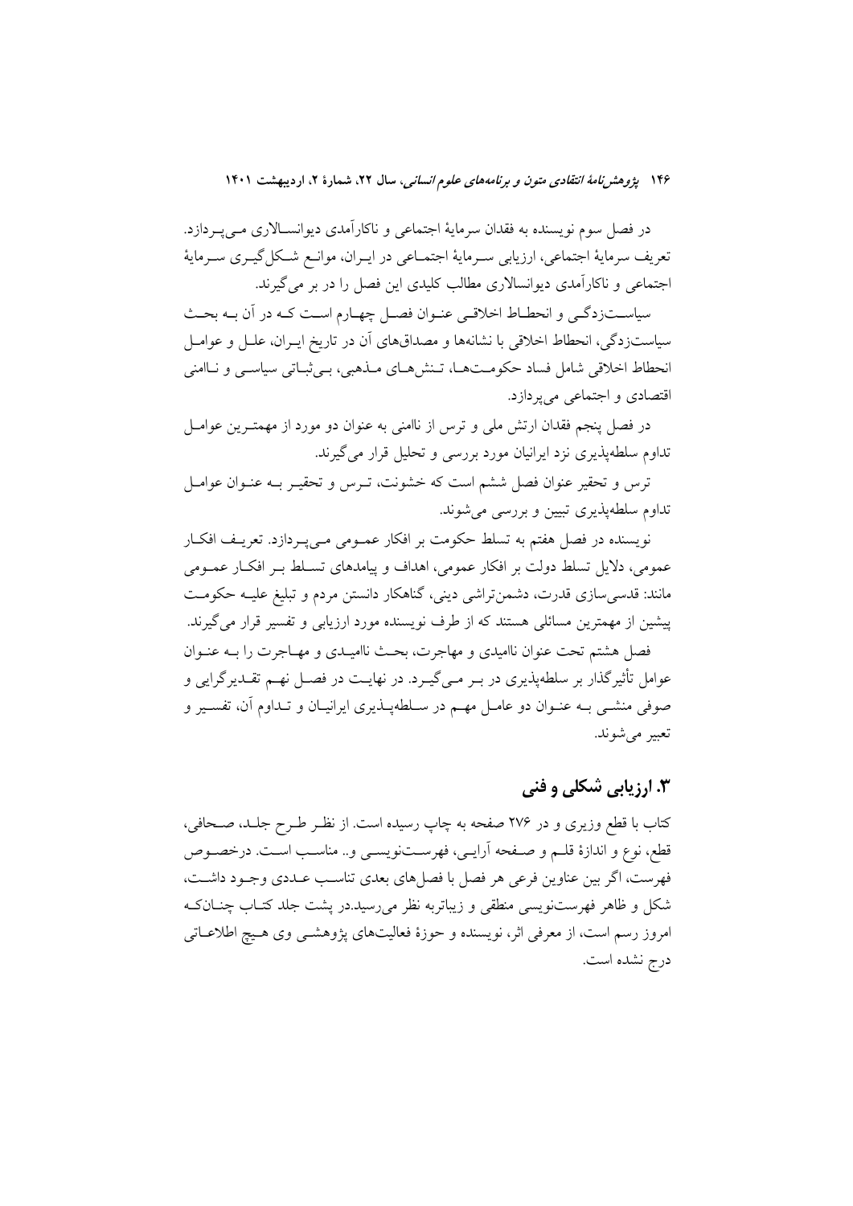در فصل سوم نویسنده به فقدان سرمایهٔ اجتماعی و ناکارآمدی دیوانسالاری می‌پردازد. تعریف سرمایهٔ اجتماعی، ارزیابی سرمایهٔ اجتماعی در ایران، موانع شکل‌گیری سرمایهٔ اجتماعی و ناکارآمدی دیوانسالاری مطالب کلیدی این فصل را در بر می‌گیرند.

سیاست‌زدگی و انحطاط اخلاقی عنوان فصل چهارم است که در آن به بحث سیاست‌زدگی، انحطاط اخلاقی با نشانه‌ها و مصداق‌های آن در تاریخ ایران، علل و عوامل انحطاط اخلاقی شامل فساد حکومت‌ها، تنش‌های مذهبی، بی‌ثباتی سیاسی و ناامنی اقتصادی و اجتماعی می‌پردازد.

در فصل پنجم فقدان ارتش ملی و ترس از ناامنی به عنوان دو مورد از مهمترین عوامل تداوم سلطه‌پذیری نزد ایرانیان مورد بررسی و تحلیل قرار می‌گیرند.

ترس و تحقیر عنوان فصل ششم است که خشونت، ترس و تحقیر به عنوان عوامل تداوم سلطه‌پذیری تبیین و بررسی می‌شوند.

نویسنده در فصل هفتم به تسلط حکومت بر افکار عمومی می‌پردازد. تعریف افکار عمومی، دلایل تسلط دولت بر افکار عمومی، اهداف و پیامدهای تسلط بر افکار عمومی مانند: قدسی‌سازی قدرت، دشمن‌تراشی دینی، گناهکار دانستن مردم و تبلیغ علیه حکومت پیشین از مهمترین مسائلی هستند که از طرف نویسنده مورد ارزیابی و تفسیر قرار می‌گیرند.

فصل هشتم تحت عنوان ناامیدی و مهاجرت، بحث ناامیدی و مهاجرت را به عنوان عوامل تأثیرگذار بر سلطه‌پذیری در بر می‌گیرد. در نهایت در فصل نهم تقدیرگرایی و صوفی منشی به عنوان دو عامل مهم در سلطه‌پذیری ایرانیان و تداوم آن، تفسیر و تعبیر می‌شوند.

## ۳. ارزیابی شکلی و فنی

کتاب با قطع وزیری و در ۲۷۶ صفحه به چاپ رسیده است. از نظر طرح جلد، صحافی، قطع، نوع و اندازهٔ قلم و صفحه آرایی، فهرست‌نویسی و.. مناسب است. درخصوص فهرست، اگر بین عناوین فرعی هر فصل با فصل‌های بعدی تناسب عددی وجود داشت، شکل و ظاهر فهرست‌نویسی منطقی و زیباتربه نظر می‌رسید.در پشت جلد کتاب چنانکه امروز رسم است، از معرفی اثر، نویسنده و حوزهٔ فعالیت‌های پژوهشی وی هیچ اطلاعاتی درج نشده است.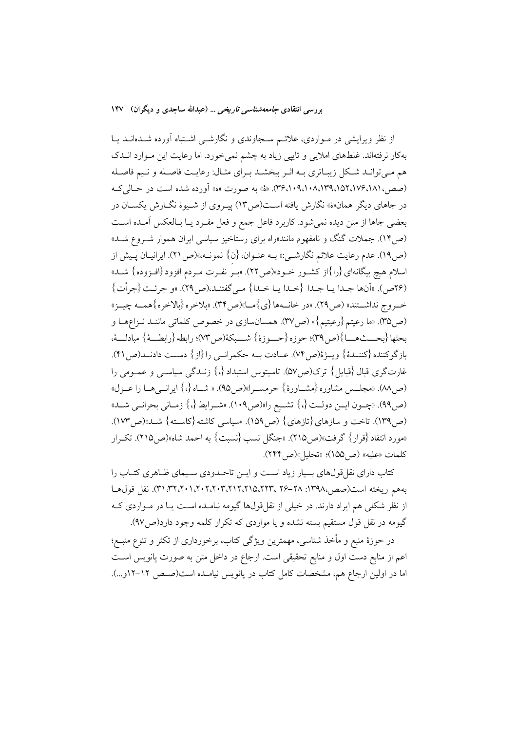از نظر ویرایشی در مواردی، علائم سجاوندی و نگارشی اشتباه آورده شده‌اند یا به‌کار نرفته‌اند. غلط‌های املایی و تایپی زیاد به چشم نمی‌خورد. اما رعایت این موارد اندک هم می‌تواند شکل زیباتری به اثر ببخشد برای مثال: رعایت فاصله و نیم فاصله (صص، ۱۸۱،۱۷۶،۱۵۲،۱۳۹،۱۰۸،۱۰۹،۳۶). «هٔ» به صورت «ه» آورده شده است در حالی‌که در جاهای دیگر همان«هٔ» نگارش یافته است(ص۱۳) پیروی از شیوهٔ نگارش یکسان در بعضی جاها از متن دیده نمی‌شود. کاربرد فاعل جمع و فعل مفرد یا بالعکس آمده است (ص۱۴). جملات گنگ و نامفهوم مانند«راه برای رستاخیز سیاسی ایران هموار شروع شد» (ص۱۹). عدم رعایت علائم نگارشی:« به عنوان، {ن} نمونه،»(ص۲۱). ایرانیان پیش از اسلام هیچ بیگانه‌ای {را}از کشور خود»(ص۲۲). «بر نفرت مردم افزود {افزوده} شد» (۲۶ص). «آنها جدا یا جدا {خدا یا خدا} می‌گفتند،(ص۲۹). «و جرئت {جرأت} خروج نداشتند» (ص۲۹). «در خانه‌ها {ی}ما»(ص۳۴). «بلاخره {بالاخره}همه چیز» (ص۳۵). «ما رعیتم {رعیتیم}» (ص۳۷). همسان‌سازی در خصوص کلماتی مانند نزاع‌ها و بحثها {بحث‌ها}(ص۳۹)؛ حوزه {حوزهٔ} شبکهٔ(ص۷۳)؛ رابطه {رابطهٔ} مبادلهٔ، بازگوکننده {کنندهٔ} ویژهٔ(ص۷۴). عادت به حکمرانی را {از} دست دادند(ص۴۱). غارتگری قبال {قبایل} ترک(ص۵۷). تاسیتوس استبداد {،} زندگی سیاسی و عمومی را (ص۸۸). «مجلس مشاوره {مشاورهٔ} حرمسرا»(ص۹۵). « شاه {،} ایرانی‌ها را عزل» (ص۹۹). «چون این دولت {،} تشیع را»(ص۱۰۹). «شرایط {،} زمانی بحرانی شد» (ص۱۳۹). تاخت و سازهای {تازهای} (ص۱۵۹). »سیاسی کاشته {کاسته} شد»(ص۱۷۳). «مورد انتقاد {قرار} گرفت»(ص۲۱۵). «جنگل نسب {نسبت} به احمد شاه»(ص۲۱۵). تکرار کلمات «علیه» (ص۱۵۵)؛ «تحلیل»(ص۲۴۴).

کتاب دارای نقل‌قول‌های بسیار زیاد است و این تاحدودی سیمای ظاهری کتاب را به‌هم ریخته است(صص،۱۳۹۸: ۲۸-۲۶ ،۳۱،۳۲،۲۰۱،۲۰۲،۲۰۳،۲۱۲،۲۱۵،۲۲۳). نقل قول‌ها از نظر شکلی هم ایراد دارند. در خیلی از نقل‌قول‌ها گیومه نیامده است یا در مواردی که گیومه در نقل قول مستقیم بسته نشده و یا مواردی که تکرار کلمه وجود دارد(ص۹۷).

در حوزهٔ منبع و مأخذ شناسی، مهمترین ویژگی کتاب، برخورداری از تکثر و تنوع منبع؛ اعم از منابع دست اول و منابع تحقیقی است. ارجاع در داخل متن به صورت پانویس است اما در اولین ارجاع هم، مشخصات کامل کتاب در پانویس نیامده است(صص ۱۲-۱۲و...).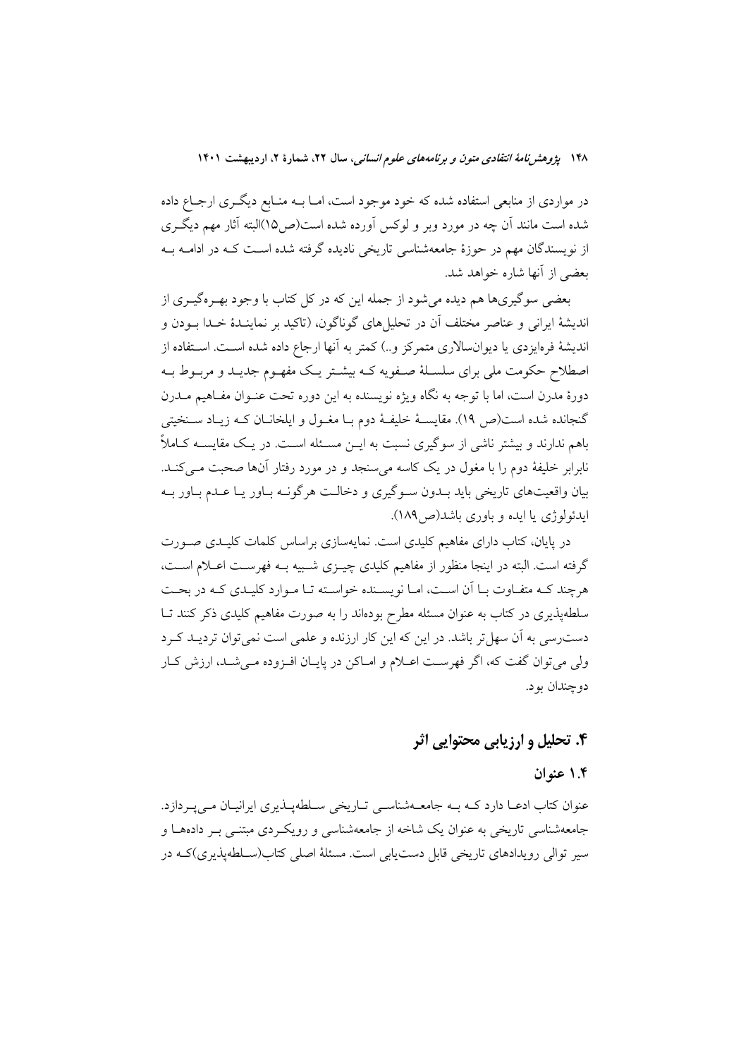در مواردی از منابعی استفاده شده که خود موجود است، اما به منابع دیگری ارجاع داده شده است مانند آن چه در مورد وبر و لوکس آورده شده است(ص۱۵)البته آثار مهم دیگری از نویسندگان مهم در حوزهٔ جامعه‌شناسی تاریخی نادیده گرفته شده است که در ادامه به بعضی از آنها شاره خواهد شد.

بعضی سوگیری‌ها هم دیده می‌شود از جمله این که در کل کتاب با وجود بهره‌گیری از اندیشهٔ ایرانی و عناصر مختلف آن در تحلیل‌های گوناگون، (تاکید بر نمایندهٔ خدا بودن و اندیشهٔ فرهایزدی یا دیوان‌سالاری متمرکز و..) کمتر به آنها ارجاع داده شده است. استفاده از اصطلاح حکومت ملی برای سلسلهٔ صفویه که بیشتر یک مفهوم جدید و مربوط به دورهٔ مدرن است، اما با توجه به نگاه ویژه نویسنده به این دوره تحت عنوان مفاهیم مدرن گنجانده شده است(ص ۱۹). مقایسهٔ خلیفهٔ دوم با مغول و ایلخانان که زیاد سنخیتی باهم ندارند و بیشتر ناشی از سوگیری نسبت به این مسئله است. در یک مقایسه کاملاً نابرابر خلیفهٔ دوم را با مغول در یک کاسه می‌سنجد و در مورد رفتار آنها صحبت می‌کند. بیان واقعیت‌های تاریخی باید بدون سوگیری و دخالت هرگونه باور یا عدم باور به ایدئولوژی یا ایده و باوری باشد(ص۱۸۹).

در پایان، کتاب دارای مفاهیم کلیدی است. نمایه‌سازی براساس کلمات کلیدی صورت گرفته است. البته در اینجا منظور از مفاهیم کلیدی چیزی شبیه به فهرست اعلام است، هرچند که متفاوت با آن است، اما نویسنده خواسته تا موارد کلیدی که در بحث سلطه‌پذیری در کتاب به عنوان مسئله مطرح بوده‌اند را به صورت مفاهیم کلیدی ذکر کنند تا دسترسی به آن سهل‌تر باشد. در این که این کار ارزنده و علمی است نمی‌توان تردید کرد ولی می‌توان گفت که، اگر فهرست اعلام و اماکن در پایان افزوده می‌شد، ارزش کار دوچندان بود.

## ۴. تحلیل و ارزیابی محتوایی اثر

### ۱.۴ عنوان

عنوان کتاب ادعا دارد که به جامعه‌شناسی تاریخی سلطه‌پذیری ایرانیان می‌پردازد. جامعه‌شناسی تاریخی به عنوان یک شاخه از جامعه‌شناسی و رویکردی مبتنی بر داده‌ها و سیر توالی رویدادهای تاریخی قابل دست‌یابی است. مسئلهٔ اصلی کتاب(سلطه‌پذیری)که در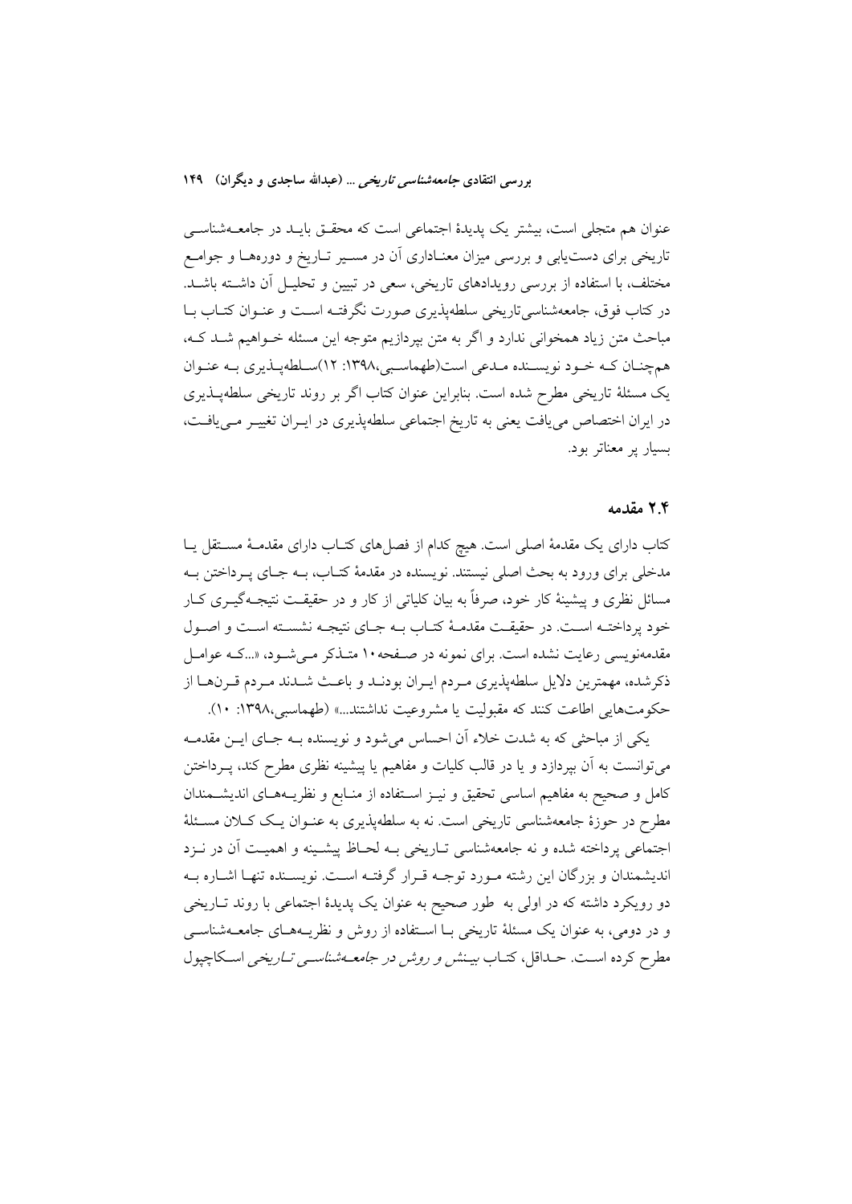عنوان هم متجلی است، بیشتر یک پدیدهٔ اجتماعی است که محقق باید در جامعه‌شناسی تاریخی برای دست‌یابی و بررسی میزان معناداری آن در مسیر تاریخ و دوره‌ها و جوامع مختلف، با استفاده از بررسی رویدادهای تاریخی، سعی در تبیین و تحلیل آن داشته باشد. در کتاب فوق، جامعه‌شناسی‌تاریخی سلطه‌پذیری صورت نگرفته است و عنوان کتاب با مباحث متن زیاد همخوانی ندارد و اگر به متن بپردازیم متوجه این مسئله خواهیم شد که، همچنان که خود نویسنده مدعی است(طهماسبی،۱۳۹۸: ۱۲)سلطه‌پذیری به عنوان یک مسئلهٔ تاریخی مطرح شده است. بنابراین عنوان کتاب اگر بر روند تاریخی سلطه‌پذیری در ایران اختصاص می‌یافت یعنی به تاریخ اجتماعی سلطه‌پذیری در ایران تغییر می‌یافت، بسیار پر معناتر بود.

## ۲.۴ مقدمه

کتاب دارای یک مقدمهٔ اصلی است. هیچ کدام از فصل‌های کتاب دارای مقدمهٔ مستقل یا مدخلی برای ورود به بحث اصلی نیستند. نویسنده در مقدمهٔ کتاب، به جای پرداختن به مسائل نظری و پیشینهٔ کار خود، صرفاً به بیان کلیاتی از کار و در حقیقت نتیجه‌گیری کار خود پرداخته است. در حقیقت مقدمهٔ کتاب به جای نتیجه نشسته است و اصول مقدمه‌نویسی رعایت نشده است. برای نمونه در صفحه۱۰ متذکر می‌شود، «...که عوامل ذکرشده، مهمترین دلایل سلطه‌پذیری مردم ایران بودند و باعث شدند مردم قرن‌ها از حکومت‌هایی اطاعت کنند که مقبولیت یا مشروعیت نداشتند...» (طهماسبی،۱۳۹۸: ۱۰).

یکی از مباحثی که به شدت خلاء آن احساس می‌شود و نویسنده به جای این مقدمه می‌توانست به آن بپردازد و یا در قالب کلیات و مفاهیم یا پیشینه نظری مطرح کند، پرداختن کامل و صحیح به مفاهیم اساسی تحقیق و نیز استفاده از منابع و نظریه‌های اندیشمندان مطرح در حوزهٔ جامعه‌شناسی تاریخی است. نه به سلطه‌پذیری به عنوان یک کلان مسئلهٔ اجتماعی پرداخته شده و نه جامعه‌شناسی تاریخی به لحاظ پیشینه و اهمیت آن نزد اندیشمندان و بزرگان این رشته مورد توجه قرار گرفته است. نویسنده تنها اشاره به دو رویکرد داشته که در اولی به طور صحیح به عنوان یک پدیدهٔ اجتماعی با روند تاریخی و در دومی، به عنوان یک مسئلهٔ تاریخی با استفاده از روش و نظریه‌های جامعه‌شناسی مطرح کرده است. حداقل، کتاب *بینش و روش در جامعه‌شناسی تاریخی* اسکاچپول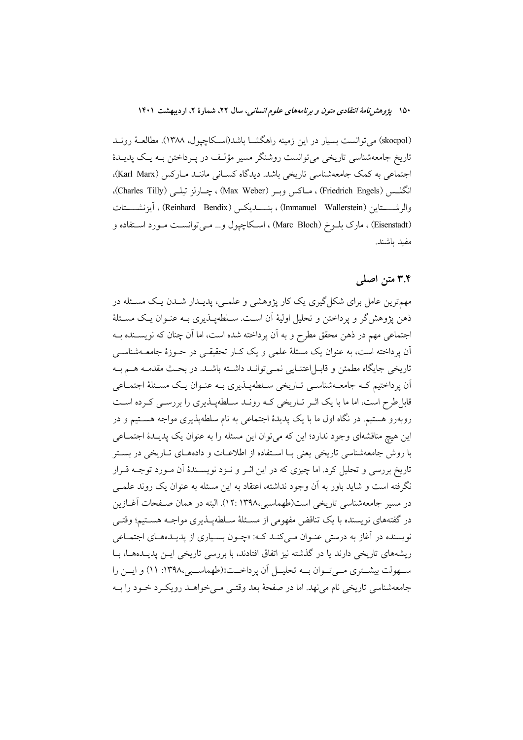(skocpol) می‌توانست بسیار در این زمینه راهگشا باشد(اسکاچپول، ۱۳۸۸). مطالعهٔ روند تاریخ جامعه‌شناسی تاریخی می‌توانست روشنگر مسیر مؤلف در پرداختن به یک پدیدهٔ اجتماعی به کمک جامعه‌شناسی تاریخی باشد. دیدگاه کسانی مانند مارکس (Karl Marx)، انگلس (Friedrich Engels) ، ماکس وبر (Max Weber) ، چارلز تیلی (Charles Tilly)، والرشتاین (Immanuel Wallerstein) ، بندیکس (Reinhard Bendix) ، آیزنشتات (Eisenstadt) ، مارک بلوخ (Marc Bloch) ، اسکاچپول و... می‌توانست مورد استفاده و مفید باشند.

## ۳.۴ متن اصلی

مهم‌ترین عامل برای شکل‌گیری یک کار پژوهشی و علمی، پدیدار شدن یک مسئله در ذهن پژوهش‌گر و پرداختن و تحلیل اولیهٔ آن است. سلطه‌پذیری به عنوان یک مسئلهٔ اجتماعی مهم در ذهن محقق مطرح و به آن پرداخته شده است، اما آن چنان که نویسنده به آن پرداخته است، به عنوان یک مسئلهٔ علمی و یک کار تحقیقی در حوزهٔ جامعه‌شناسی تاریخی جایگاه مطمئن و قابل‌اعتنایی نمی‌تواند داشته باشد. در بحث مقدمه هم به آن پرداختیم که جامعه‌شناسی تاریخی سلطه‌پذیری به عنوان یک مسئلهٔ اجتماعی قابل‌طرح است، اما ما با یک اثر تاریخی که روند سلطه‌پذیری را بررسی کرده است روبه‌رو هستیم. در نگاه اول ما با یک پدیدهٔ اجتماعی به نام سلطه‌پذیری مواجه هستیم و در این هیچ مناقشه‌ای وجود ندارد؛ این که می‌توان این مسئله را به عنوان یک پدیدهٔ اجتماعی با روش جامعه‌شناسی تاریخی یعنی با استفاده از اطلاعات و داده‌های تاریخی در بستر تاریخ بررسی و تحلیل کرد. اما چیزی که در این اثر و نزد نویسندهٔ آن مورد توجه قرار نگرفته است و شاید باور به آن وجود نداشته، اعتقاد به این مسئله به عنوان یک روند علمی در مسیر جامعه‌شناسی تاریخی است(طهماسبی،۱۳۹۸: ۱۲). البته در همان صفحات آغازین در گفته‌های نویسنده با یک تناقض مفهومی از مسئلهٔ سلطه‌پذیری مواجه هستیم؛ وقتی نویسنده در آغاز به درستی عنوان می‌کند که: «چون بسیاری از پدیده‌های اجتماعی ریشه‌های تاریخی دارند یا در گذشته نیز اتفاق افتادند، با بررسی تاریخی این پدیده‌ها، با سهولت بیشتری می‌توان به تحلیل آن پرداخت»(طهماسبی،۱۳۹۸: ۱۱) و این را جامعه‌شناسی تاریخی نام می‌نهد. اما در صفحهٔ بعد وقتی می‌خواهد رویکرد خود را به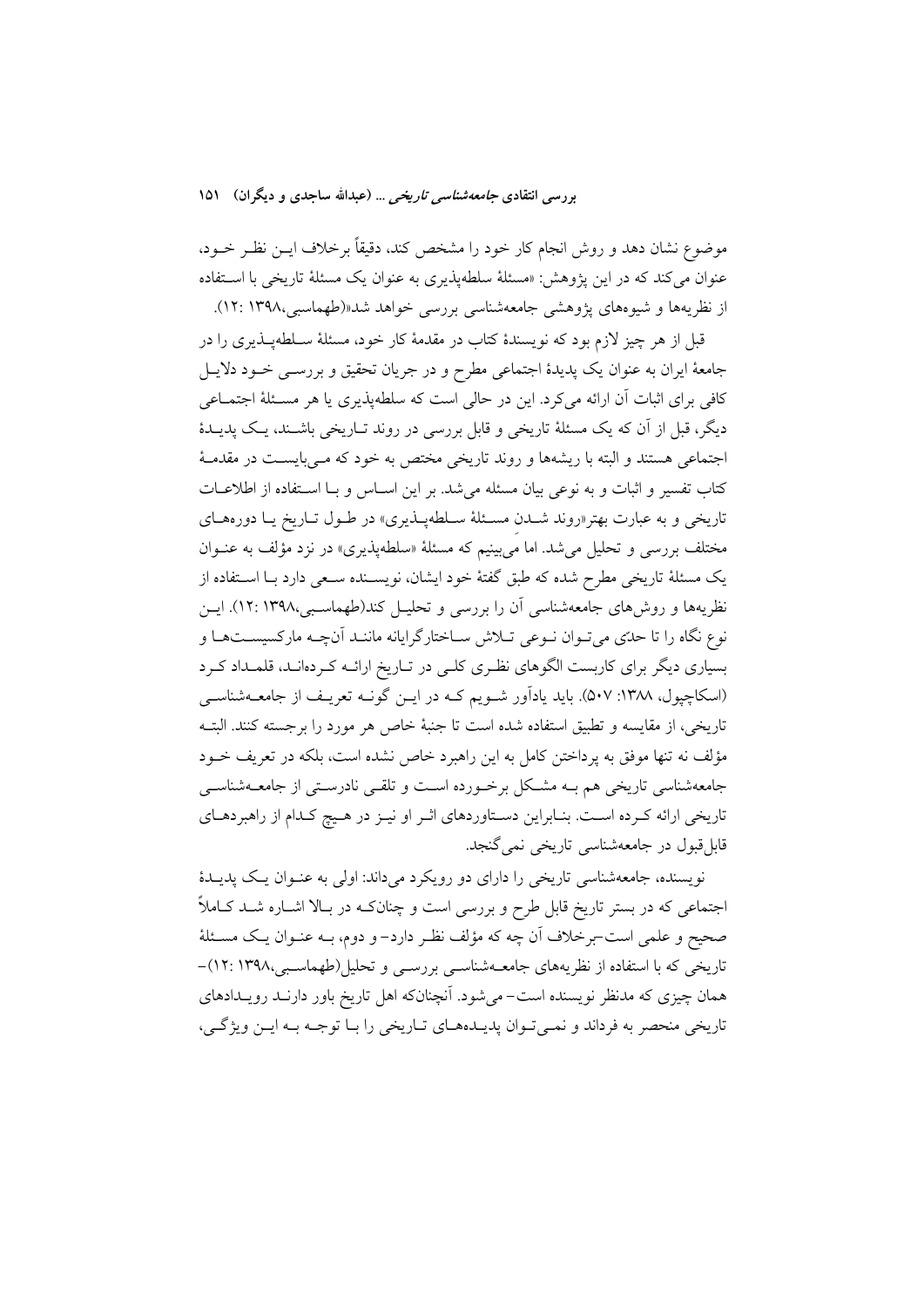موضوع نشان دهد و روش انجام کار خود را مشخص کند، دقیقاً برخلاف ایــن نظـر خـود، عنوان می‌کند که در این پژوهش: «مسئلهٔ سلطه‌پذیری به عنوان یک مسئلهٔ تاریخی با اسـتفاده از نظریه‌ها و شیوه‌های پژوهشی جامعه‌شناسی بررسی خواهد شد»(طهماسبی،۱۳۹۸ :۱۲).

قبل از هر چیز لازم بود که نویسندهٔ کتاب در مقدمهٔ کار خود، مسئلهٔ سـلطه‌پـذیری را در جامعهٔ ایران به عنوان یک پدیدهٔ اجتماعی مطرح و در جریان تحقیق و بررسـی خـود دلایـل کافی برای اثبات آن ارائه می‌کرد. این در حالی است که سلطه‌پذیری یا هر مسـئلهٔ اجتمـاعی دیگر، قبل از آن که یک مسئلهٔ تاریخی و قابل بررسی در روند تـاریخی باشـند، یـک پدیـدهٔ اجتماعی هستند و البته با ریشه‌ها و روند تاریخی مختص به خود که مـی‌بایسـت در مقدمـهٔ کتاب تفسیر و اثبات و به نوعی بیان مسئله می‌شد. بر این اسـاس و بـا اسـتفاده از اطلاعـات تاریخی و به عبارت بهتر«روند شـدن مسـئلهٔ سـلطه‌پـذیری» در طـول تـاریخ یـا دوره‌هـای مختلف بررسی و تحلیل می‌شد. اما می‌بینیم که مسئلهٔ «سلطه‌پذیری» در نزد مؤلف به عنـوان یک مسئلهٔ تاریخی مطرح شده که طبق گفتهٔ خود ایشان، نویسـنده سـعی دارد بـا اسـتفاده از نظریه‌ها و روش‌های جامعه‌شناسی آن را بررسی و تحلیـل کند(طهماسـبی،۱۳۹۸ :۱۲). ایـن نوع نگاه را تا حدّی می‌تـوان نـوعی تـلاش سـاختارگرایانه ماننـد آنچـه مارکسیسـت‌هـا و بسیاری دیگر برای کاربست الگوهای نظـری کلـی در تـاریخ ارائـه کـرده‌انـد، قلمـداد کـرد (اسکاچپول، ۱۳۸۸: ۵۰۷). باید یادآور شـویم کـه در ایـن گونـه تعریـف از جامعـه‌شناسـی تاریخی، از مقایسه و تطبیق استفاده شده است تا جنبهٔ خاص هر مورد را برجسته کنند. البتـه مؤلف نه تنها موفق به پرداختن کامل به این راهبرد خاص نشده است، بلکه در تعریف خـود جامعه‌شناسی تاریخی هم بـه مشـکل برخـورده اسـت و تلقـی نادرسـتی از جامعـه‌شناسـی تاریخی ارائه کـرده اسـت. بنـابراین دسـتاوردهای اثـر او نیـز در هـیچ کـدام از راهبردهـای قابل‌قبول در جامعه‌شناسی تاریخی نمی‌گنجد.

نویسنده، جامعه‌شناسی تاریخی را دارای دو رویکرد می‌داند: اولی به عنـوان یـک پدیـدهٔ اجتماعی که در بستر تاریخ قابل طرح و بررسی است و چنانکـه در بـالا اشـاره شـد کـاملاً صحیح و علمی است–برخلاف آن چه که مؤلف نظر دارد– و دوم، بـه عنـوان یـک مسـئلهٔ تاریخی که با استفاده از نظریه‌های جامعـه‌شناسـی بررسـی و تحلیل(طهماسـبی،۱۳۹۸ :۱۲)– همان چیزی که مدنظر نویسنده است– می‌شود. آنچنانکه اهل تاریخ باور دارنـد رویـدادهای تاریخی منحصر به فرداند و نمـی‌تـوان پدیـده‌هـای تـاریخی را بـا توجـه بـه ایـن ویژگـی،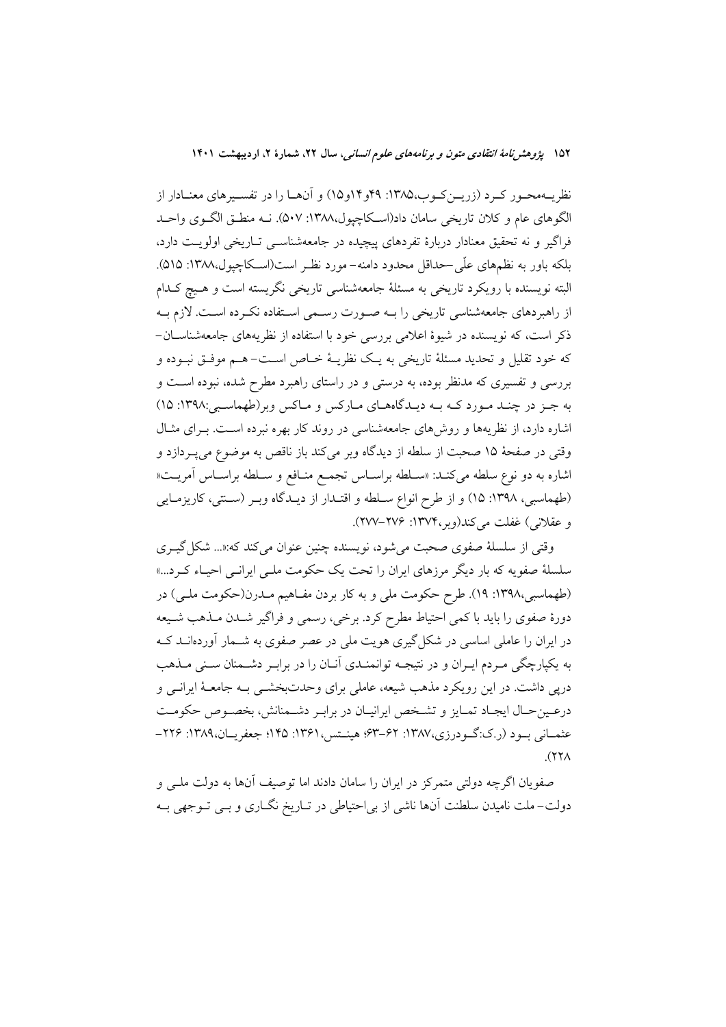نظریه‌محور کرد (زرین‌کوب،۱۳۸۵: ۴۹و۱۴و۱۵) و آن‌ها را در تفسیرهای معنادار از الگوهای عام و کلان تاریخی سامان داد(اسکاچپول،۱۳۸۸: ۵۰۷). نه منطق الگوی واحد فراگیر و نه تحقیق معنادار دربارهٔ تفردهای پیچیده در جامعه‌شناسی تاریخی اولویت دارد، بلکه باور به نظم‌های علّی-حداقل محدود دامنه- مورد نظر است(اسکاچپول،۱۳۸۸: ۵۱۵). البته نویسنده با رویکرد تاریخی به مسئلهٔ جامعه‌شناسی تاریخی نگریسته است و هیچ کدام از راهبردهای جامعه‌شناسی تاریخی را به صورت رسمی استفاده نکرده است. لازم به ذکر است، که نویسنده در شیوهٔ اعلامی بررسی خود با استفاده از نظریه‌های جامعه‌شناسان- که خود تقلیل و تحدید مسئلهٔ تاریخی به یک نظریهٔ خاص است- هم موفق نبوده و بررسی و تفسیری که مدنظر بوده، به درستی و در راستای راهبرد مطرح شده، نبوده است و به جز در چند مورد که به دیدگاه‌های مارکس و ماکس وبر(طهماسبی:۱۳۹۸: ۱۵) اشاره دارد، از نظریه‌ها و روش‌های جامعه‌شناسی در روند کار بهره نبرده است. برای مثال وقتی در صفحهٔ ۱۵ صحبت از سلطه از دیدگاه وبر می‌کند باز ناقص به موضوع می‌پردازد و اشاره به دو نوع سلطه می‌کند: «سلطه براساس تجمع منافع و سلطه براساس آمریت» (طهماسبی، ۱۳۹۸: ۱۵) و از طرح انواع سلطه و اقتدار از دیدگاه وبر (سنتی، کاریزمایی و عقلانی) غفلت می‌کند(وبر،۱۳۷۴: ۲۷۶-۲۷۷).

وقتی از سلسلهٔ صفوی صحبت می‌شود، نویسنده چنین عنوان می‌کند که:«... شکل‌گیری سلسلهٔ صفویه که بار دیگر مرزهای ایران را تحت یک حکومت ملی ایرانی احیاء کرد...» (طهماسبی،۱۳۹۸: ۱۹). طرح حکومت ملی و به کار بردن مفاهیم مدرن(حکومت ملی) در دورهٔ صفوی را باید با کمی احتیاط مطرح کرد. برخی، رسمی و فراگیر شدن مذهب شیعه در ایران را عاملی اساسی در شکل‌گیری هویت ملی در عصر صفوی به شمار آورده‌اند که به یکپارچگی مردم ایران و در نتیجه توانمندی آنان را در برابر دشمنان سنی مذهب درپی داشت. در این رویکرد مذهب شیعه، عاملی برای وحدت‌بخشی به جامعهٔ ایرانی و درعین‌حال ایجاد تمایز و تشخص ایرانیان در برابر دشمنانش، بخصوص حکومت عثمانی بود (ر.ک:گودرزی،۱۳۸۷: ۶۲-۶۳؛ هینتس،۱۳۶۱: ۱۴۵؛ جعفریان،۱۳۸۹: ۲۲۶-۲۲۸).

صفویان اگرچه دولتی متمرکز در ایران را سامان دادند اما توصیف آن‌ها به دولت ملی و دولت- ملت نامیدن سلطنت آن‌ها ناشی از بی‌احتیاطی در تاریخ نگاری و بی توجهی به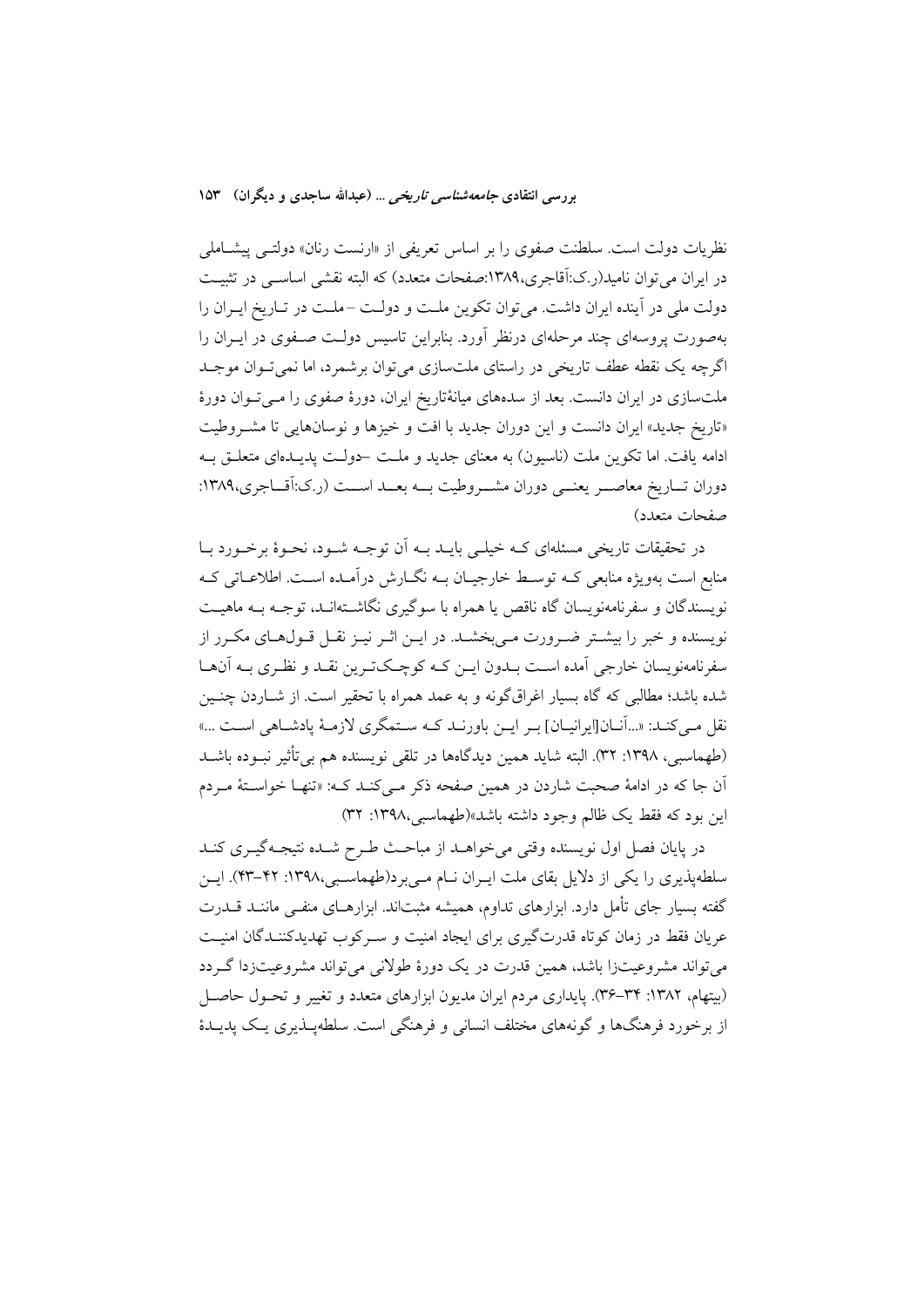نظریات دولت است. سلطنت صفوی را بر اساس تعریفی از «ارنست رنان» دولتی پیشاملی در ایران می‌توان نامید(ر.ک:آقاجری،۱۳۸۹:صفحات متعدد) که البته نقشی اساسی در تثبیت دولت ملی در آینده ایران داشت. می‌توان تکوین ملت و دولت –ملت در تاریخ ایران را به‌صورت پروسه‌ای چند مرحله‌ای درنظر آورد. بنابراین تاسیس دولت صفوی در ایران را اگرچه یک نقطه عطف تاریخی در راستای ملت‌سازی می‌توان برشمرد، اما نمی‌توان موجد ملت‌سازی در ایران دانست. بعد از سده‌های میانهٔ‌تاریخ ایران، دورهٔ صفوی را می‌توان دورهٔ «تاریخ جدید» ایران دانست و این دوران جدید با افت و خیزها و نوسان‌هایی تا مشروطیت ادامه یافت. اما تکوین ملت (ناسیون) به معنای جدید و ملت –دولت پدیده‌ای متعلق به دوران تاریخ معاصر یعنی دوران مشروطیت به بعد است (ر.ک:آقاجری،۱۳۸۹: صفحات متعدد)

در تحقیقات تاریخی مسئله‌ای که خیلی باید به آن توجه شود، نحوهٔ برخورد با منابع است به‌ویژه منابعی که توسط خارجیان به نگارش درآمده است. اطلاعاتی که نویسندگان و سفرنامه‌نویسان گاه ناقص یا همراه با سوگیری نگاشته‌اند، توجه به ماهیت نویسنده و خبر را بیشتر ضرورت می‌بخشد. در این اثر نیز نقل قول‌های مکرر از سفرنامه‌نویسان خارجی آمده است بدون این که کوچک‌ترین نقد و نظری به آن‌ها شده باشد؛ مطالبی که گاه بسیار اغراق‌گونه و به عمد همراه با تحقیر است. از شاردن چنین نقل می‌کند: «...آنان[ایرانیان] بر این باورند که ستمگری لازمهٔ پادشاهی است ...» (طهماسبی، ۱۳۹۸: ۳۲). البته شاید همین دیدگاه‌ها در تلقی نویسنده هم بی‌تأثیر نبوده باشد آن جا که در ادامهٔ صحبت شاردن در همین صفحه ذکر می‌کند که: «تنها خواستهٔ مردم این بود که فقط یک ظالم وجود داشته باشد»(طهماسبی،۱۳۹۸: ۳۲)

در پایان فصل اول نویسنده وقتی می‌خواهد از مباحث طرح شده نتیجه‌گیری کند سلطه‌پذیری را یکی از دلایل بقای ملت ایران نام می‌برد(طهماسبی،۱۳۹۸: ۴۲–۴۳). این گفته بسیار جای تأمل دارد. ابزارهای تداوم، همیشه مثبت‌اند. ابزارهای منفی مانند قدرت عریان فقط در زمان کوتاه قدرت‌گیری برای ایجاد امنیت و سرکوب تهدیدکنندگان امنیت می‌تواند مشروعیت‌زا باشد، همین قدرت در یک دورهٔ طولانی می‌تواند مشروعیت‌زدا گردد (بیتهام، ۱۳۸۲: ۳۴–۳۶). پایداری مردم ایران مدیون ابزارهای متعدد و تغییر و تحول حاصل از برخورد فرهنگ‌ها و گونه‌های مختلف انسانی و فرهنگی است. سلطه‌پذیری یک پدیدهٔ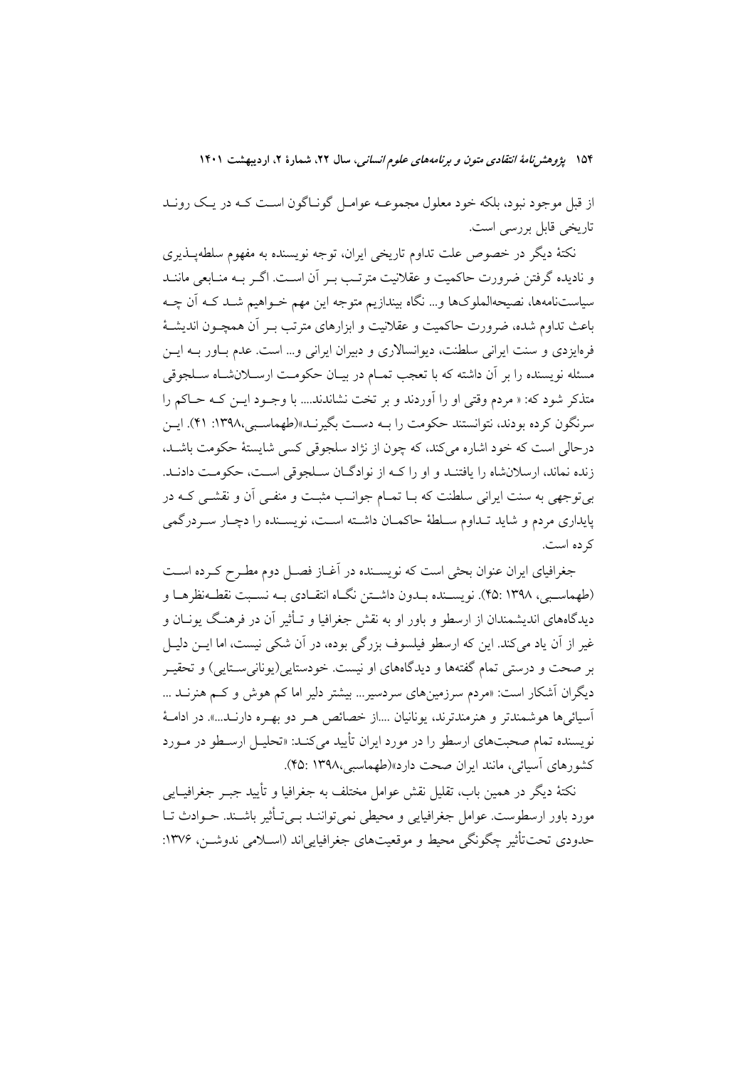از قبل موجود نبود، بلکه خود معلول مجموعه عوامل گوناگون است که در یک روند تاریخی قابل بررسی است.

نکتهٔ دیگر در خصوص علت تداوم تاریخی ایران، توجه نویسنده به مفهوم سلطه‌پذیری و نادیده گرفتن ضرورت حاکمیت و عقلانیت مترتب بر آن است. اگر به منابعی مانند سیاست‌نامه‌ها، نصیحه‌الملوک‌ها و... نگاه بیندازیم متوجه این مهم خواهیم شد که آن چه باعث تداوم شده، ضرورت حاکمیت و عقلانیت و ابزارهای مترتب بر آن همچون اندیشهٔ فره‌ایزدی و سنت ایرانی سلطنت، دیوانسالاری و دبیران ایرانی و... است. عدم باور به این مسئله نویسنده را بر آن داشته که با تعجب تمام در بیان حکومت ارسلان‌شاه سلجوقی متذکر شود که: « مردم وقتی او را آوردند و بر تخت نشاندند.... با وجود این که حاکم را سرنگون کرده بودند، نتوانستند حکومت را به دست بگیرند»(طهماسبی،۱۳۹۸: ۴۱). این درحالی است که خود اشاره می‌کند، که چون از نژاد سلجوقی کسی شایستهٔ حکومت باشد، زنده نماند، ارسلان‌شاه را یافتند و او را که از نوادگان سلجوقی است، حکومت دادند. بی‌توجهی به سنت ایرانی سلطنت که با تمام جوانب مثبت و منفی آن و نقشی که در پایداری مردم و شاید تداوم سلطهٔ حاکمان داشته است، نویسنده را دچار سردرگمی کرده است.

جغرافیای ایران عنوان بحثی است که نویسنده در آغاز فصل دوم مطرح کرده است (طهماسبی، ۱۳۹۸ :۴۵). نویسنده بدون داشتن نگاه انتقادی به نسبت نقطه‌نظرها و دیدگاه‌های اندیشمندان از ارسطو و باور او به نقش جغرافیا و تأثیر آن در فرهنگ یونان و غیر از آن یاد می‌کند. این که ارسطو فیلسوف بزرگی بوده، در آن شکی نیست، اما این دلیل بر صحت و درستی تمام گفته‌ها و دیدگاه‌های او نیست. خودستایی(یونانی‌ستایی) و تحقیر دیگران آشکار است: «مردم سرزمین‌های سردسیر... بیشتر دلیر اما کم هوش و کم هنرند ... آسیائی‌ها هوشمندتر و هنرمندترند، یونانیان ....از خصائص هر دو بهره دارند...». در ادامهٔ نویسنده تمام صحبت‌های ارسطو را در مورد ایران تأیید می‌کند: «تحلیل ارسطو در مورد کشورهای آسیائی، مانند ایران صحت دارد»(طهماسبی،۱۳۹۸ :۴۵).

نکتهٔ دیگر در همین باب، تقلیل نقش عوامل مختلف به جغرافیا و تأیید جبر جغرافیایی مورد باور ارسطوست. عوامل جغرافیایی و محیطی نمی‌توانند بی‌تأثیر باشند. حوادث تا حدودی تحت‌تأثیر چگونگی محیط و موقعیت‌های جغرافیایی‌اند (اسلامی ندوشن، ۱۳۷۶: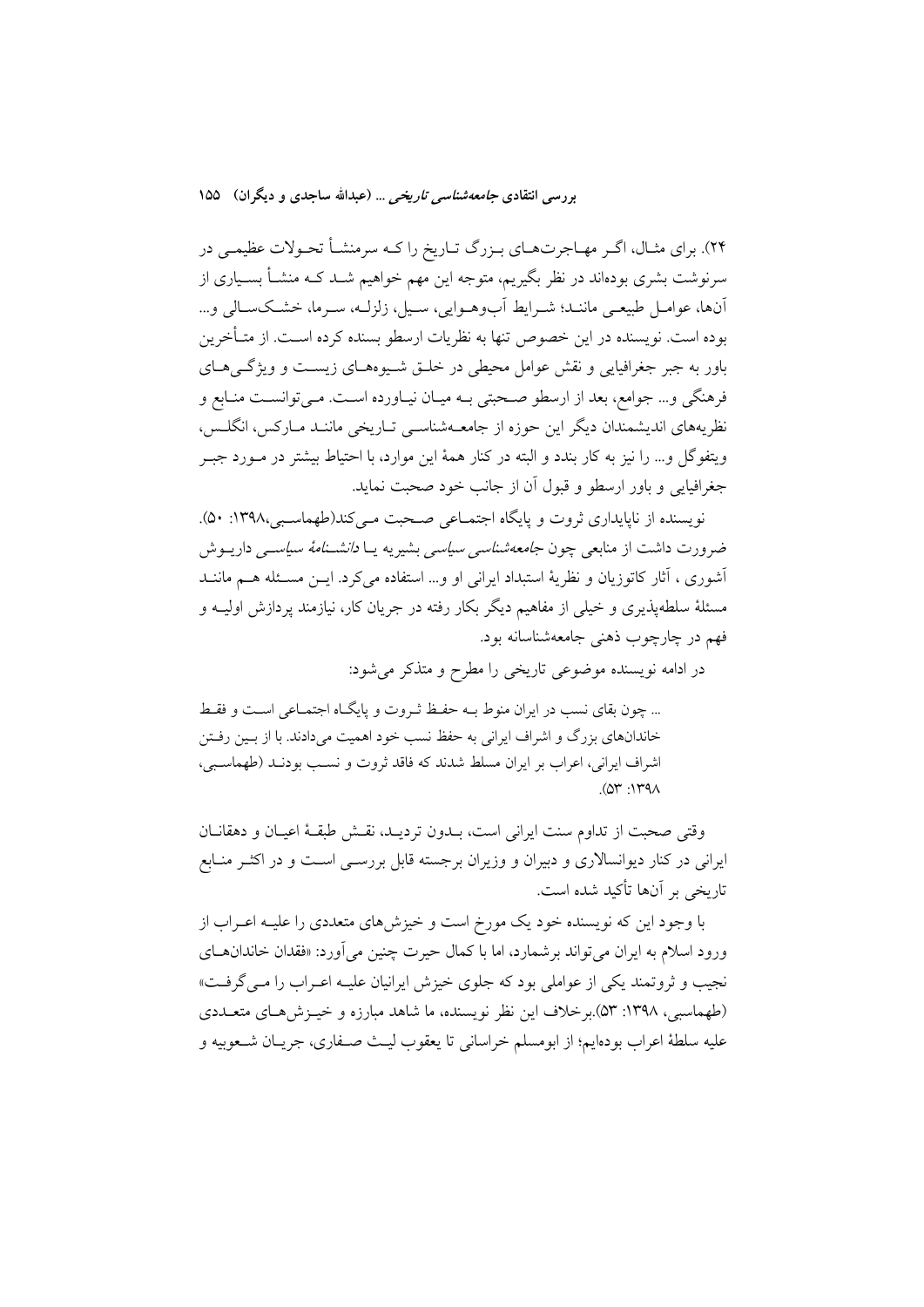۲۴). برای مثال، اگر مهاجرت‌های بزرگ تاریخ را که سرمنشأ تحولات عظیمی در سرنوشت بشری بوده‌اند در نظر بگیریم، متوجه این مهم خواهیم شد که منشأ بسیاری از آن‌ها، عوامل طبیعی مانند؛ شرایط آب‌وهوایی، سیل، زلزله، سرما، خشکسالی و... بوده است. نویسنده در این خصوص تنها به نظریات ارسطو بسنده کرده است. از متأخرین باور به جبر جغرافیایی و نقش عوامل محیطی در خلق شیوه‌های زیست و ویژگی‌های فرهنگی و... جوامع، بعد از ارسطو صحبتی به میان نیاورده است. می‌توانست منابع و نظریه‌های اندیشمندان دیگر این حوزه از جامعه‌شناسی تاریخی مانند مارکس، انگلس، ویتفوگل و... را نیز به کار بندد و البته در کنار همهٔ این موارد، با احتیاط بیشتر در مورد جبر جغرافیایی و باور ارسطو و قبول آن از جانب خود صحبت نماید.

نویسنده از ناپایداری ثروت و پایگاه اجتماعی صحبت می‌کند(طهماسبی،۱۳۹۸: ۵۰). ضرورت داشت از منابعی چون *جامعه‌شناسی سیاسی* بشیریه یا *دانشنامهٔ سیاسی* داریوش آشوری ، آثار کاتوزیان و نظریهٔ استبداد ایرانی او و... استفاده می‌کرد. این مسئله هم مانند مسئلهٔ سلطه‌پذیری و خیلی از مفاهیم دیگر بکار رفته در جریان کار، نیازمند پردازش اولیه و فهم در چارچوب ذهنی جامعه‌شناسانه بود.

در ادامه نویسنده موضوعی تاریخی را مطرح و متذکر می‌شود:

> ... چون بقای نسب در ایران منوط به حفظ ثروت و پایگاه اجتماعی است و فقط خاندان‌های بزرگ و اشراف ایرانی به حفظ نسب خود اهمیت می‌دادند. با از بین رفتن اشراف ایرانی، اعراب بر ایران مسلط شدند که فاقد ثروت و نسب بودند (طهماسبی، ۱۳۹۸: ۵۳).

وقتی صحبت از تداوم سنت ایرانی است، بدون تردید، نقش طبقهٔ اعیان و دهقانان ایرانی در کنار دیوانسالاری و دبیران و وزیران برجسته قابل بررسی است و در اکثر منابع تاریخی بر آن‌ها تأکید شده است.

با وجود این که نویسنده خود یک مورخ است و خیزش‌های متعددی را علیه اعراب از ورود اسلام به ایران می‌تواند برشمارد، اما با کمال حیرت چنین می‌آورد: «فقدان خاندان‌های نجیب و ثروتمند یکی از عواملی بود که جلوی خیزش ایرانیان علیه اعراب را می‌گرفت» (طهماسبی، ۱۳۹۸: ۵۳).برخلاف این نظر نویسنده، ما شاهد مبارزه و خیزش‌های متعددی علیه سلطهٔ اعراب بوده‌ایم؛ از ابومسلم خراسانی تا یعقوب لیث صفاری، جریان شعوبیه و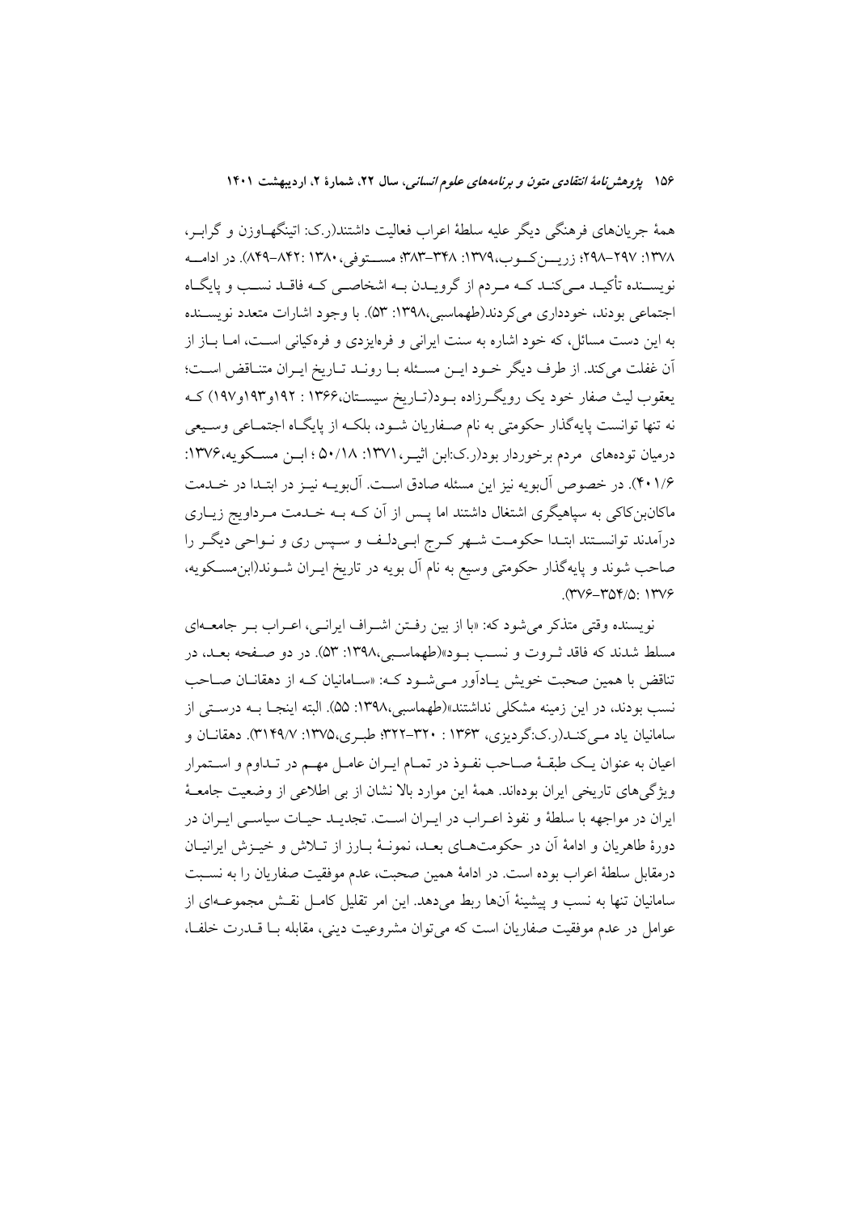همهٔ جریان‌های فرهنگی دیگر علیه سلطهٔ اعراب فعالیت داشتند(ر.ک: اتینگهاوزن و گرابر، ۱۳۷۸: ۲۹۷–۲۹۸؛ زرین‌کوب،۱۳۷۹: ۳۴۸–۳۸۳؛ مستوفی، ۱۳۸۰ :۸۴۲–۸۴۹). در ادامه نویسنده تأکید می‌کند که مردم از گرویدن به اشخاصی که فاقد نسب و پایگاه اجتماعی بودند، خودداری می‌کردند(طهماسبی،۱۳۹۸: ۵۳). با وجود اشارات متعدد نویسنده به این دست مسائل، که خود اشاره به سنت ایرانی و فرایزدی و فره‌کیانی است، اما باز از آن غفلت می‌کند. از طرف دیگر خود این مسئله با روند تاریخ ایران متناقض است؛ یعقوب لیث صفار خود یک رویگرزاده بود(تاریخ سیستان،۱۳۶۶ : ۱۹۲و۱۹۳و۱۹۷) که نه تنها توانست پایه‌گذار حکومتی به نام صفاریان شود، بلکه از پایگاه اجتماعی وسیعی درمیان توده‌های مردم برخوردار بود(ر.ک:ابن اثیر، ۱۳۷۱: ۵۰/۱۸ ؛ ابن مسکویه،۱۳۷۶: ۴۰۱/۶). در خصوص آل‌بویه نیز این مسئله صادق است. آل‌بویه نیز در ابتدا در خدمت ماکان‌بن‌کاکی به سپاهیگری اشتغال داشتند اما پس از آن که به خدمت مرداویج زیاری درآمدند توانستند ابتدا حکومت شهر کرج ابی‌دلف و سپس ری و نواحی دیگر را صاحب شوند و پایه‌گذار حکومتی وسیع به نام آل بویه در تاریخ ایران شوند(ابن‌مسکویه، ۱۳۷۶: ۳۵۴/۵–۳۷۶).

نویسنده وقتی متذکر می‌شود که: «با از بین رفتن اشراف ایرانی، اعراب بر جامعه‌ای مسلط شدند که فاقد ثروت و نسب بود»(طهماسبی،۱۳۹۸: ۵۳). در دو صفحه بعد، در تناقض با همین صحبت خویش یادآور می‌شود که: «سامانیان که از دهقانان صاحب نسب بودند، در این زمینه مشکلی نداشتند»(طهماسبی،۱۳۹۸: ۵۵). البته اینجا به درستی از سامانیان یاد می‌کند(ر.ک:گردیزی، ۱۳۶۳ : ۳۲۰–۳۲۲؛ طبری،۱۳۷۵: ۳۱۴۹/۷). دهقانان و اعیان به عنوان یک طبقهٔ صاحب نفوذ در تمام ایران عامل مهم در تداوم و استمرار ویژگی‌های تاریخی ایران بوده‌اند. همهٔ این موارد بالا نشان از بی اطلاعی از وضعیت جامعهٔ ایران در مواجهه با سلطهٔ و نفوذ اعراب در ایران است. تجدید حیات سیاسی ایران در دورهٔ طاهریان و ادامهٔ آن در حکومت‌های بعد، نمونهٔ بارز از تلاش و خیزش ایرانیان درمقابل سلطهٔ اعراب بوده است. در ادامهٔ همین صحبت، عدم موفقیت صفاریان را به نسبت سامانیان تنها به نسب و پیشینهٔ آن‌ها ربط می‌دهد. این امر تقلیل کامل نقش مجموعه‌ای از عوامل در عدم موفقیت صفاریان است که می‌توان مشروعیت دینی، مقابله با قدرت خلفا،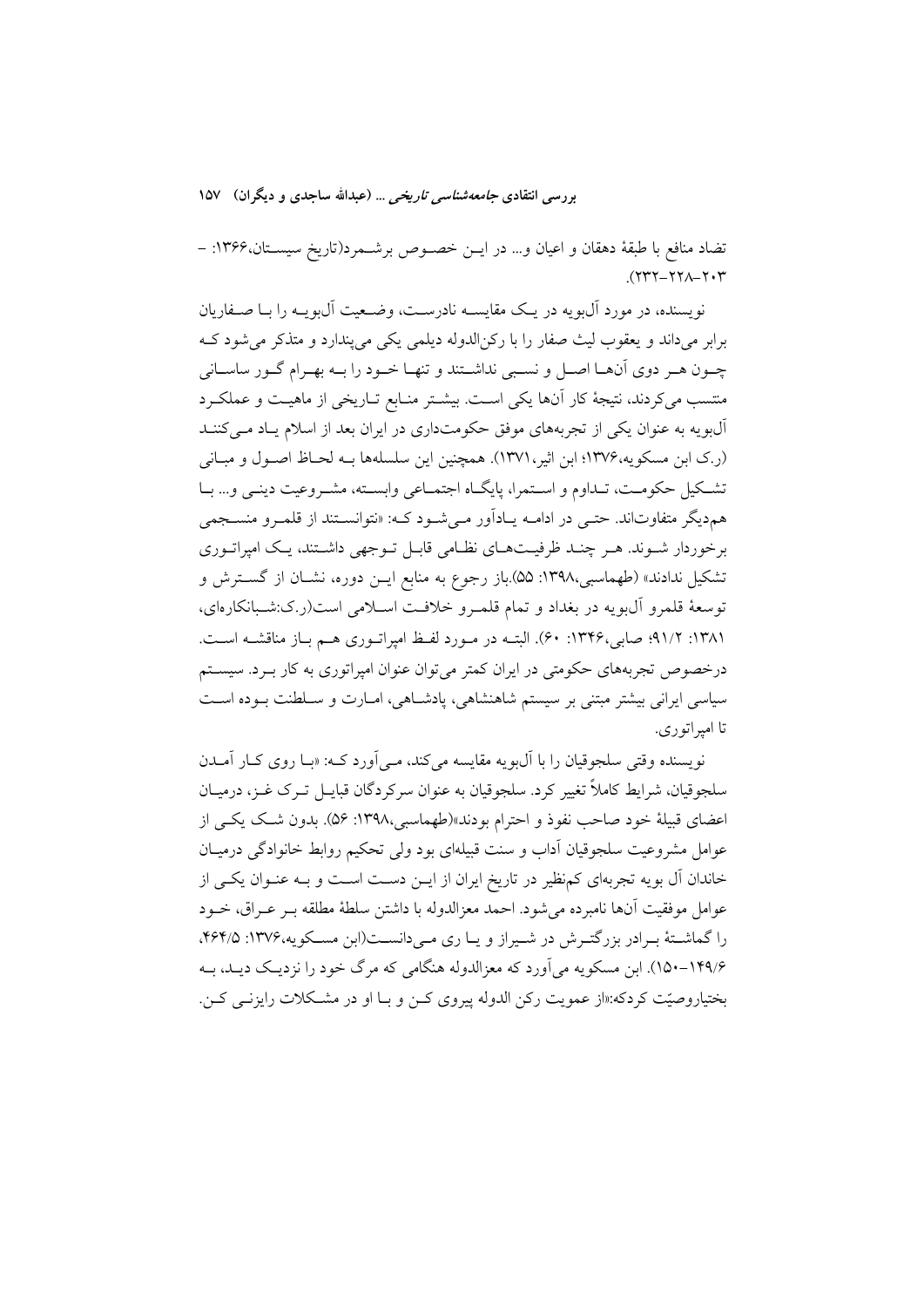تضاد منافع با طبقهٔ دهقان و اعیان و... در ایـن خصـوص برشـمرد(تاریخ سیسـتان،۱۳۶۶: –۲۰۳–۲۲۸–۲۳۲).

نویسنده، در مورد آل‌بویه در یـک مقایسـه نادرسـت، وضـعیت آل‌بویـه را بـا صـفاریان برابر می‌داند و یعقوب لیث صفار را با رکن‌الدوله دیلمی یکی می‌پندارد و متذکر می‌شود کـه چـون هـر دوی آن‌هـا اصـل و نسـبی نداشـتند و تنهـا خـود را بـه بهـرام گـور ساسـانی منتسب می‌کردند، نتیجهٔ کار آن‌ها یکی اسـت. بیشـتر منـابع تـاریخی از ماهیـت و عملکـرد آل‌بویه به عنوان یکی از تجربه‌های موفق حکومت‌داری در ایران بعد از اسلام یـاد مـی‌کننـد (ر.ک ابن مسکویه،۱۳۷۶؛ ابن اثیر،۱۳۷۱). همچنین این سلسله‌ها بـه لحـاظ اصـول و مبـانی تشـکیل حکومـت، تـداوم و اسـتمرا، پایگـاه اجتمـاعی وابسـته، مشـروعیت دینـی و... بـا هم‌دیگر متفاوت‌اند. حتـی در ادامـه یـادآور مـی‌شـود کـه: «نتوانسـتند از قلمـرو منسـجمی برخوردار شـوند. هـر چنـد ظرفیـت‌هـای نظـامی قابـل تـوجهی داشـتند، یـک امپراتـوری تشکیل ندادند» (طهماسبی،۱۳۹۸: ۵۵).باز رجوع به منابع ایـن دوره، نشـان از گسـترش و توسعهٔ قلمرو آل‌بویه در بغداد و تمام قلمـرو خلافـت اسـلامی است(ر.ک:شـبانکاره‌ای، ۱۳۸۱: ۹۱/۲؛ صابی،۱۳۴۶: ۶۰). البتـه در مـورد لفـظ امپراتـوری هـم بـاز مناقشـه اسـت. درخصوص تجربه‌های حکومتی در ایران کمتر می‌توان عنوان امپراتوری به کار بـرد. سیسـتم سیاسی ایرانی بیشتر مبتنی بر سیستم شاهنشاهی، پادشـاهی، امـارت و سـلطنت بـوده اسـت تا امپراتوری.

نویسنده وقتی سلجوقیان را با آل‌بویه مقایسه می‌کند، مـی‌آورد کـه: «بـا روی کـار آمـدن سلجوقیان، شرایط کاملاً تغییر کرد. سلجوقیان به عنوان سرکردگان قبایـل تـرک غـز، درمیـان اعضای قبیلهٔ خود صاحب نفوذ و احترام بودند»(طهماسبی،۱۳۹۸: ۵۶). بدون شـک یکـی از عوامل مشروعیت سلجوقیان آداب و سنت قبیله‌ای بود ولی تحکیم روابط خانوادگی درمیـان خاندان آل بویه تجربه‌ای کم‌نظیر در تاریخ ایران از ایـن دسـت اسـت و بـه عنـوان یکـی از عوامل موفقیت آن‌ها نامبرده می‌شود. احمد معزالدوله با داشتن سلطهٔ مطلقه بـر عـراق، خـود را گماشـتهٔ بـرادر بزرگتـرش در شـیراز و یـا ری مـی‌دانسـت(ابن مسـکویه،۱۳۷۶: ۴۶۴/۵، ۱۴۹/۶–۱۵۰). ابن مسکویه می‌آورد که معزالدوله هنگامی که مرگ خود را نزدیـک دیـد، بـه بختیاروصیّت کردکه:«از عمویت رکن الدوله پیروی کـن و بـا او در مشـکلات رایزنـی کـن.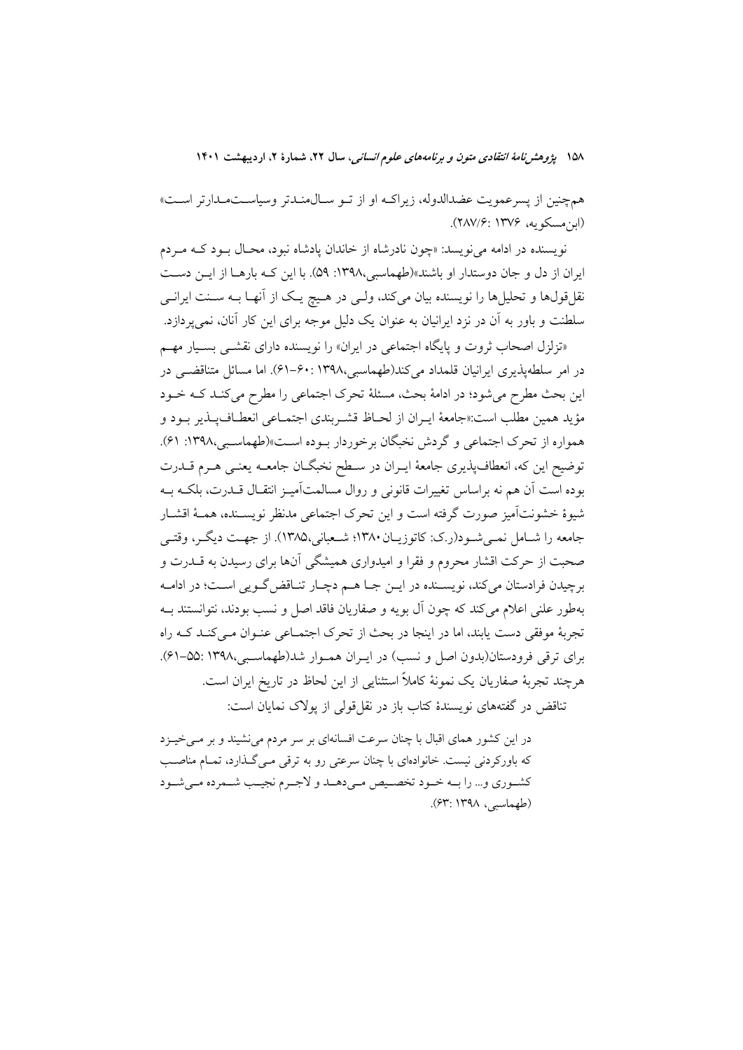همچنین از پسرعمویت عضدالدوله، زیراکه او از تو سال‌مندتر وسیاست‌مدارتر است» (ابن‌مسکویه، ۱۳۷۶ :۲۸۷/۶).

نویسنده در ادامه می‌نویسد: «چون نادرشاه از خاندان پادشاه نبود، محال بود که مردم ایران از دل و جان دوستدار او باشند»(طهماسبی،۱۳۹۸: ۵۹). با این که بارها از این دست نقل‌قول‌ها و تحلیل‌ها را نویسنده بیان می‌کند، ولی در هیچ یک از آنها به سنت ایرانی سلطنت و باور به آن در نزد ایرانیان به عنوان یک دلیل موجه برای این کار آنان، نمی‌پردازد.

«تزلزل اصحاب ثروت و پایگاه اجتماعی در ایران» را نویسنده دارای نقشی بسیار مهم در امر سلطه‌پذیری ایرانیان قلمداد می‌کند(طهماسبی،۱۳۹۸ :۶۰-۶۱). اما مسائل متناقضی در این بحث مطرح می‌شود؛ در ادامهٔ بحث، مسئلهٔ تحرک اجتماعی را مطرح می‌کند که خود مؤید همین مطلب است:«جامعهٔ ایران از لحاظ قشربندی اجتماعی انعطاف‌پذیر بود و همواره از تحرک اجتماعی و گردش نخبگان برخوردار بوده است»(طهماسبی،۱۳۹۸: ۶۱). توضیح این که، انعطاف‌پذیری جامعهٔ ایران در سطح نخبگان جامعه یعنی هرم قدرت بوده است آن هم نه براساس تغییرات قانونی و روال مسالمت‌آمیز انتقال قدرت، بلکه به شیوهٔ خشونت‌آمیز صورت گرفته است و این تحرک اجتماعی مدنظر نویسنده، همهٔ اقشار جامعه را شامل نمی‌شود(ر.ک: کاتوزیان۱۳۸۰؛ شعبانی،۱۳۸۵). از جهت دیگر، وقتی صحبت از حرکت اقشار محروم و فقرا و امیدواری همیشگی آن‌ها برای رسیدن به قدرت و برچیدن فرادستان می‌کند، نویسنده در این جا هم دچار تناقض‌گویی است؛ در ادامه به‌طور علنی اعلام می‌کند که چون آل بویه و صفاریان فاقد اصل و نسب بودند، نتوانستند به تجربهٔ موفقی دست یابند، اما در اینجا در بحث از تحرک اجتماعی عنوان می‌کند که راه برای ترقی فرودستان(بدون اصل و نسب) در ایران هموار شد(طهماسبی،۱۳۹۸ :۵۵-۶۱). هرچند تجربهٔ صفاریان یک نمونهٔ کاملاً استثنایی از این لحاظ در تاریخ ایران است.

تناقض در گفته‌های نویسندهٔ کتاب باز در نقل‌قولی از پولاک نمایان است:

> در این کشور همای اقبال با چنان سرعت افسانه‌ای بر سر مردم می‌نشیند و بر می‌خیزد که باورکردنی نیست. خانواده‌ای با چنان سرعتی رو به ترقی می‌گذارد، تمام مناصب کشوری و... را به خود تخصیص می‌دهد و لاجرم نجیب شمرده می‌شود (طهماسبی، ۱۳۹۸ :۶۳).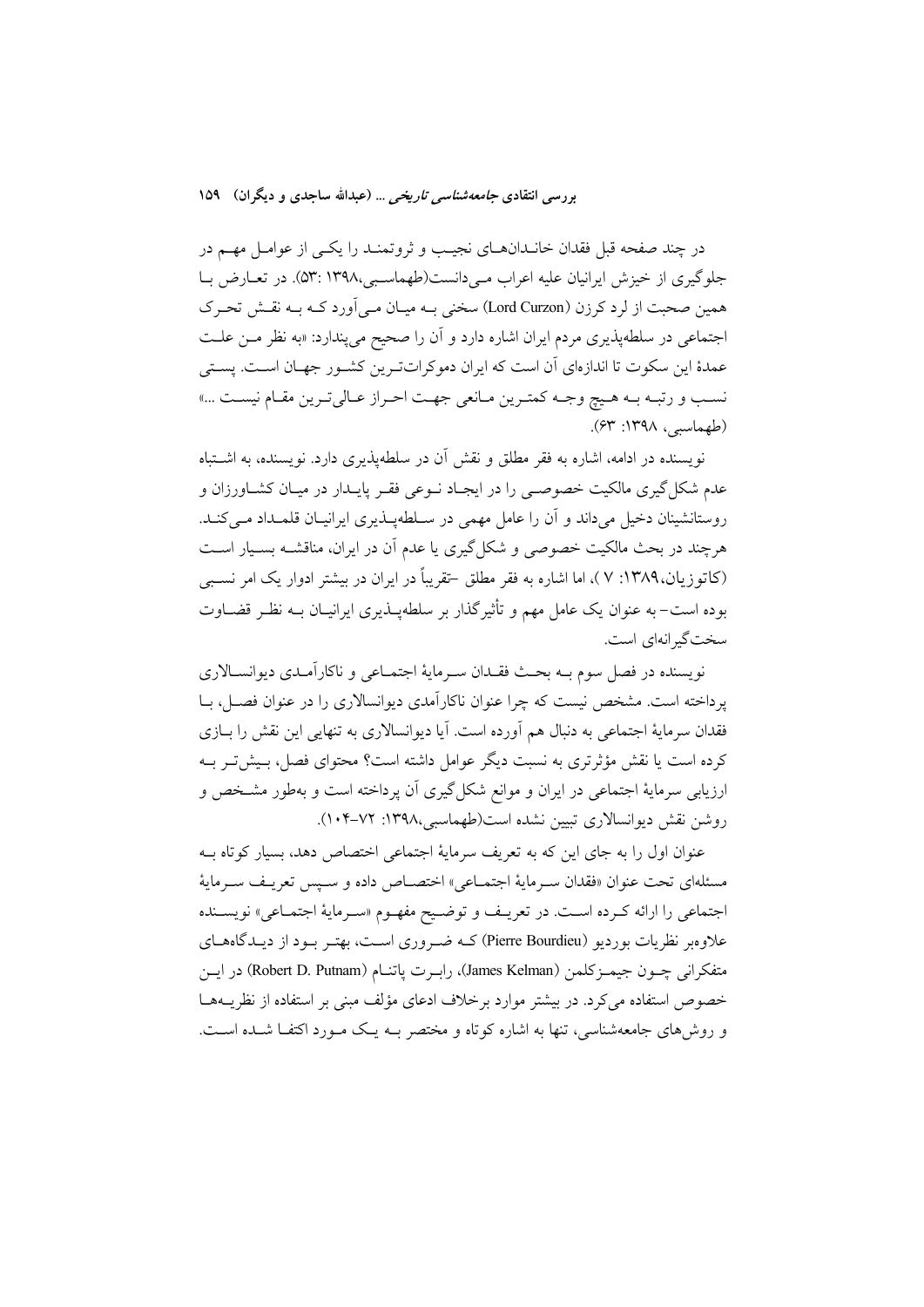در چند صفحه قبل فقدان خاندان‌های نجیب و ثروتمند را یکی از عوامل مهم در جلوگیری از خیزش ایرانیان علیه اعراب می‌دانست(طهماسبی،۱۳۹۸ :۵۳). در تعارض با همین صحبت از لرد کرزن (Lord Curzon) سخنی به میان می‌آورد که به نقش تحرک اجتماعی در سلطه‌پذیری مردم ایران اشاره دارد و آن را صحیح می‌پندارد: «به نظر من علت عمدهٔ این سکوت تا اندازه‌ای آن است که ایران دموکرات‌ترین کشور جهان است. پستی نسب و رتبه به هیچ وجه کمترین مانعی جهت احراز عالی‌ترین مقام نیست ...» (طهماسبی، ۱۳۹۸: ۶۳).

نویسنده در ادامه، اشاره به فقر مطلق و نقش آن در سلطه‌پذیری دارد. نویسنده، به اشتباه عدم شکل‌گیری مالکیت خصوصی را در ایجاد نوعی فقر پایدار در میان کشاورزان و روستانشینان دخیل می‌داند و آن را عامل مهمی در سلطه‌پذیری ایرانیان قلمداد می‌کند. هرچند در بحث مالکیت خصوصی و شکل‌گیری یا عدم آن در ایران، مناقشه بسیار است (کاتوزیان،۱۳۸۹: ۷ )، اما اشاره به فقر مطلق –تقریباً در ایران در بیشتر ادوار یک امر نسبی بوده است– به عنوان یک عامل مهم و تأثیرگذار بر سلطه‌پذیری ایرانیان به نظر قضاوت سخت‌گیرانه‌ای است.

نویسنده در فصل سوم به بحث فقدان سرمایهٔ اجتماعی و ناکارآمدی دیوانسالاری پرداخته است. مشخص نیست که چرا عنوان ناکارآمدی دیوانسالاری را در عنوان فصل، با فقدان سرمایهٔ اجتماعی به دنبال هم آورده است. آیا دیوانسالاری به تنهایی این نقش را بازی کرده است یا نقش مؤثرتری به نسبت دیگر عوامل داشته است؟ محتوای فصل، بیش‌تر به ارزیابی سرمایهٔ اجتماعی در ایران و موانع شکل‌گیری آن پرداخته است و به‌طور مشخص و روشن نقش دیوانسالاری تبیین نشده است(طهماسبی،۱۳۹۸: ۷۲-۱۰۴).

عنوان اول را به جای این که به تعریف سرمایهٔ اجتماعی اختصاص دهد، بسیار کوتاه به مسئله‌ای تحت عنوان «فقدان سرمایهٔ اجتماعی» اختصاص داده و سپس تعریف سرمایهٔ اجتماعی را ارائه کرده است. در تعریف و توضیح مفهوم «سرمایهٔ اجتماعی» نویسنده علاوه‌بر نظریات بوردیو (Pierre Bourdieu) که ضروری است، بهتر بود از دیدگاه‌های متفکرانی چون جیمزکلمن (James Kelman)، رابرت پاتنام (Robert D. Putnam) در این خصوص استفاده می‌کرد. در بیشتر موارد برخلاف ادعای مؤلف مبنی بر استفاده از نظریه‌ها و روش‌های جامعه‌شناسی، تنها به اشاره کوتاه و مختصر به یک مورد اکتفا شده است.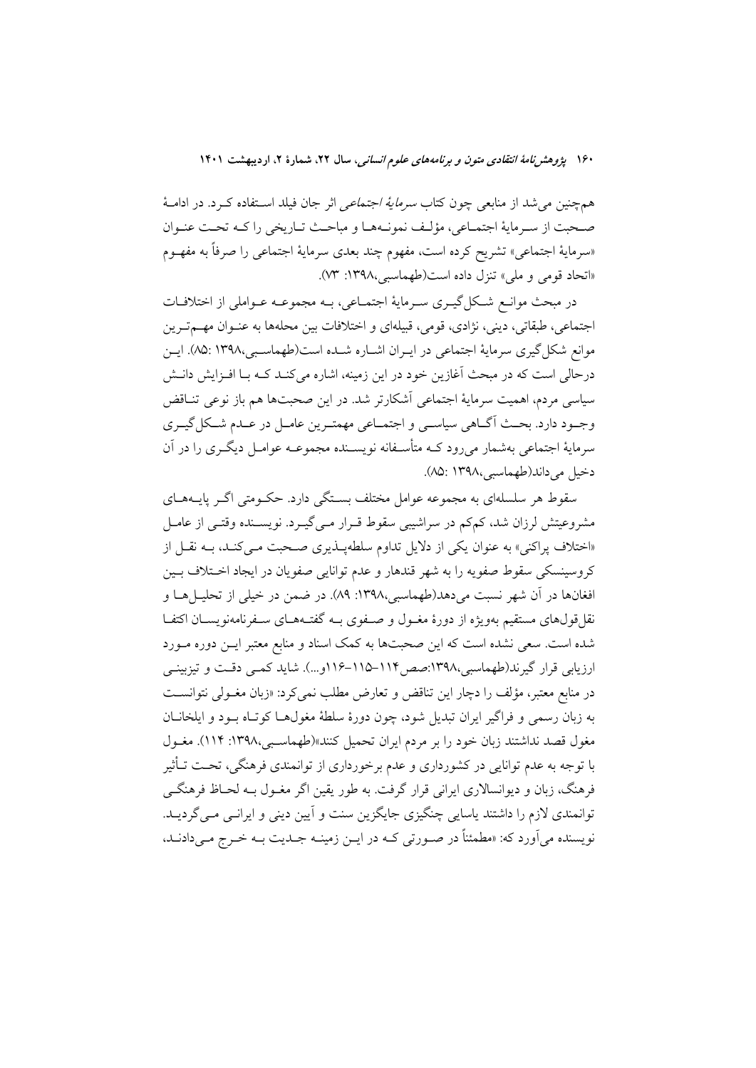همچنین می‌شد از منابعی چون کتاب *سرمایهٔ اجتماعی* اثر جان فیلد استفاده کرد. در ادامهٔ صحبت از سرمایهٔ اجتماعی، مؤلف نمونه‌ها و مباحث تاریخی را که تحت عنوان «سرمایهٔ اجتماعی» تشریح کرده است، مفهوم چند بعدی سرمایهٔ اجتماعی را صرفاً به مفهوم «اتحاد قومی و ملی» تنزل داده است(طهماسبی،۱۳۹۸: ۷۳).

در مبحث موانع شکل‌گیری سرمایهٔ اجتماعی، به مجموعه عواملی از اختلافات اجتماعی، طبقاتی، دینی، نژادی، قومی، قبیله‌ای و اختلافات بین محله‌ها به عنوان مهم‌ترین موانع شکل‌گیری سرمایهٔ اجتماعی در ایران اشاره شده است(طهماسبی،۱۳۹۸ :۸۵). این درحالی است که در مبحث آغازین خود در این زمینه، اشاره می‌کند که با افزایش دانش سیاسی مردم، اهمیت سرمایهٔ اجتماعی آشکارتر شد. در این صحبت‌ها هم باز نوعی تناقض وجود دارد. بحث آگاهی سیاسی و اجتماعی مهمترین عامل در عدم شکل‌گیری سرمایهٔ اجتماعی به‌شمار می‌رود که متأسفانه نویسنده مجموعه عوامل دیگری را در آن دخیل می‌داند(طهماسبی،۱۳۹۸ :۸۵).

سقوط هر سلسله‌ای به مجموعه عوامل مختلف بستگی دارد. حکومتی اگر پایه‌های مشروعیتش لرزان شد، کم‌کم در سراشیبی سقوط قرار می‌گیرد. نویسنده وقتی از عامل «اختلاف پراکنی» به عنوان یکی از دلایل تداوم سلطه‌پذیری صحبت می‌کند، به نقل از کروسینسکی سقوط صفویه را به شهر قندهار و عدم توانایی صفویان در ایجاد اختلاف بین افغان‌ها در آن شهر نسبت می‌دهد(طهماسبی،۱۳۹۸: ۸۹). در ضمن در خیلی از تحلیل‌ها و نقل‌قول‌های مستقیم به‌ویژه از دورهٔ مغول و صفوی به گفته‌های سفرنامه‌نویسان اکتفا شده است. سعی نشده است که این صحبت‌ها به کمک اسناد و منابع معتبر این دوره مورد ارزیابی قرار گیرند(طهماسبی،۱۳۹۸:صص۱۱۴-۱۱۵-۱۱۶و...). شاید کمی دقت و تیزبینی در منابع معتبر، مؤلف را دچار این تناقض و تعارض مطلب نمی‌کرد: «زبان مغولی نتوانست به زبان رسمی و فراگیر ایران تبدیل شود، چون دورهٔ سلطهٔ مغول‌ها کوتاه بود و ایلخانان مغول قصد نداشتند زبان خود را بر مردم ایران تحمیل کنند»(طهماسبی،۱۳۹۸: ۱۱۴). مغول با توجه به عدم توانایی در کشورداری و عدم برخورداری از توانمندی فرهنگی، تحت تأثیر فرهنگ، زبان و دیوانسالاری ایرانی قرار گرفت. به طور یقین اگر مغول به لحاظ فرهنگی توانمندی لازم را داشتند یاسایی چنگیزی جایگزین سنت و آیین دینی و ایرانی می‌گردید. نویسنده می‌آورد که: «مطمئناً در صورتی که در این زمینه جدیت به خرج می‌دادند،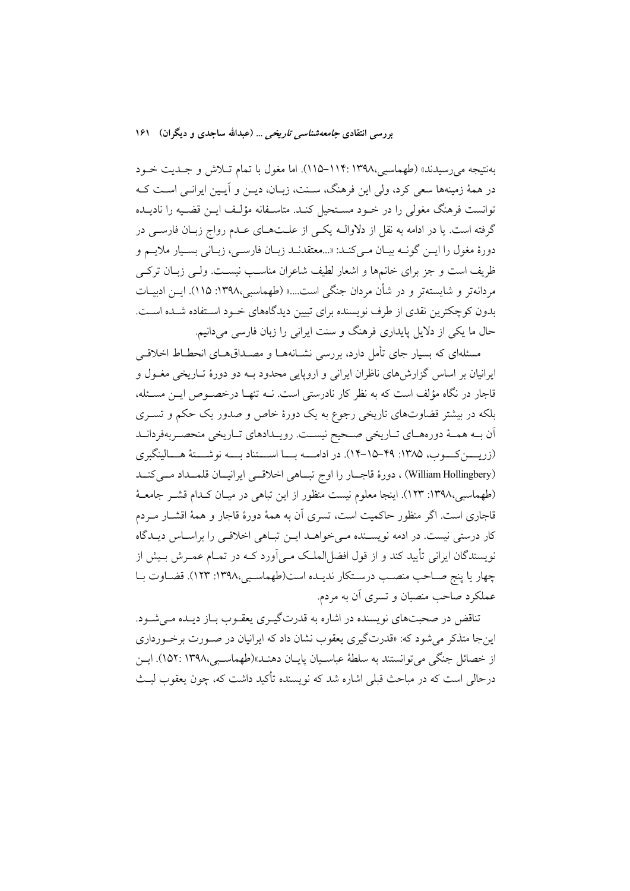به‌نتیجه می‌رسیدند» (طهماسبی،۱۳۹۸ :۱۱۴–۱۱۵). اما مغول با تمام تـلاش و جـدیت خـود در همهٔ زمینه‌ها سعی کرد، ولی این فرهنگ، سـنت، زبـان، دیـن و آیـین ایرانـی اسـت کـه توانست فرهنگ مغولی را در خـود مسـتحیل کنـد. متاسـفانه مؤلـف ایـن قضـیه را نادیـده گرفته است. یا در ادامه به نقل از دلاوالـه یکـی از علـت‌هـای عـدم رواج زبـان فارسـی در دورهٔ مغول را ایـن گونـه بیـان مـی‌کنـد: «...معتقدنـد زبـان فارسـی، زبـانی بسـیار ملایـم و ظریف است و جز برای خانم‌ها و اشعار لطیف شاعران مناسـب نیسـت. ولـی زبـان ترکـی مردانه‌تر و شایسته‌تر و در شأن مردان جنگی است....» (طهماسبی،۱۳۹۸: ۱۱۵). ایـن ادبیـات بدون کوچکترین نقدی از طرف نویسنده برای تبیین دیدگاه‌های خـود اسـتفاده شـده اسـت. حال ما یکی از دلایل پایداری فرهنگ و سنت ایرانی را زبان فارسی می‌دانیم.

مسئله‌ای که بسیار جای تأمل دارد، بررسی نشـانه‌هـا و مصـداق‌هـای انحطـاط اخلاقـی ایرانیان بر اساس گزارش‌های ناظران ایرانی و اروپایی محدود بـه دو دورهٔ تـاریخی مغـول و قاجار در نگاه مؤلف است که به نظر کار نادرستی است. نـه تنهـا درخصـوص ایـن مسـئله، بلکه در بیشتر قضاوت‌های تاریخی رجوع به یک دورهٔ خاص و صدور یک حکم و تسـری آن بـه همـهٔ دوره‌هـای تـاریخی صـحیح نیسـت. رویـدادهای تـاریخی منحصـربه‌فردانـد (زریـــن‌کـــوب، ۱۳۸۵: ۴۹–۱۵–۱۴). در ادامـــه بـــا اســـتناد بـــه نوشـــتهٔ هـــالینگبری (William Hollingbery) ، دورهٔ قاجـار را اوج تبـاهی اخلاقـی ایرانیـان قلمـداد مـی‌کنـد (طهماسبی،۱۳۹۸: ۱۲۳). اینجا معلوم نیست منظور از این تباهی در میـان کـدام قشـر جامعـهٔ قاجاری است. اگر منظور حاکمیت است، تسری آن به همهٔ دورهٔ قاجار و همهٔ اقشـار مـردم کار درستی نیست. در ادمه نویسـنده مـی‌خواهـد ایـن تبـاهی اخلاقـی را براسـاس دیـدگاه نویسندگان ایرانی تأیید کند و از قول افضل‌الملـک مـی‌آورد کـه در تمـام عمـرش بـیش از چهار یا پنج صـاحب منصـب درسـتکار ندیـده است(طهماسـبی،۱۳۹۸: ۱۲۳). قضـاوت بـا عملکرد صاحب منصبان و تسری آن به مردم.

تناقض در صحبت‌های نویسنده در اشاره به قدرت‌گیـری یعقـوب بـاز دیـده مـی‌شـود. این‌جا متذکر می‌شود که: «قدرت‌گیری یعقوب نشان داد که ایرانیان در صـورت برخـورداری از خصائل جنگی می‌توانستند به سلطهٔ عباسـیان پایـان دهنـد»(طهماسـبی،۱۳۹۸ :۱۵۲). ایـن درحالی است که در مباحث قبلی اشاره شد که نویسنده تأکید داشت که، چون یعقوب لیـث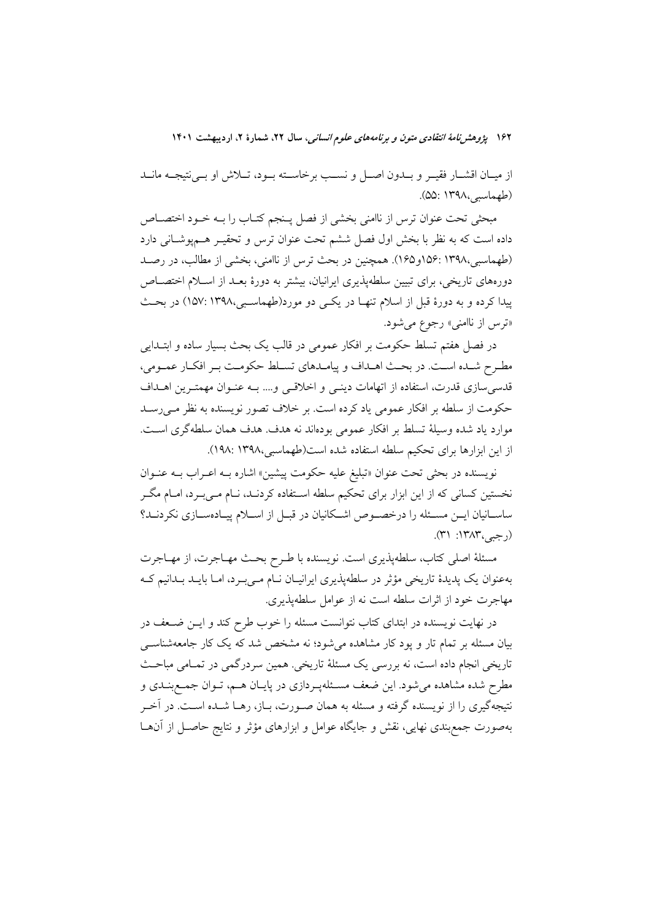از میان اقشار فقیر و بدون اصل و نسب برخاسته بود، تلاش او بی‌نتیجه ماند (طهماسبی،۱۳۹۸ :۵۵).

مبحثی تحت عنوان ترس از ناامنی بخشی از فصل پنجم کتاب را به خود اختصاص داده است که به نظر با بخش اول فصل ششم تحت عنوان ترس و تحقیر هم‌پوشانی دارد (طهماسبی،۱۳۹۸ :۱۵۶و۱۶۵). همچنین در بحث ترس از ناامنی، بخشی از مطالب، در رصد دوره‌های تاریخی، برای تبیین سلطه‌پذیری ایرانیان، بیشتر به دورهٔ بعد از اسلام اختصاص پیدا کرده و به دورهٔ قبل از اسلام تنها در یکی دو مورد(طهماسبی،۱۳۹۸ :۱۵۷) در بحث «ترس از ناامنی» رجوع می‌شود.

در فصل هفتم تسلط حکومت بر افکار عمومی در قالب یک بحث بسیار ساده و ابتدایی مطرح شده است. در بحث اهداف و پیامدهای تسلط حکومت بر افکار عمومی، قدسی‌سازی قدرت، استفاده از اتهامات دینی و اخلاقی و.... به عنوان مهمترین اهداف حکومت از سلطه بر افکار عمومی یاد کرده است. بر خلاف تصور نویسنده به نظر می‌رسد موارد یاد شده وسیلهٔ تسلط بر افکار عمومی بوده‌اند نه هدف. هدف همان سلطه‌گری است. از این ابزارها برای تحکیم سلطه استفاده شده است(طهماسبی،۱۳۹۸ :۱۹۸).

نویسنده در بحثی تحت عنوان «تبلیغ علیه حکومت پیشین» اشاره به اعراب به عنوان نخستین کسانی که از این ابزار برای تحکیم سلطه استفاده کردند، نام می‌برد، اما مگر ساسانیان این مسئله را درخصوص اشکانیان در قبل از اسلام پیاده‌سازی نکردند؟ (رجبی،۱۳۸۳: ۳۱).

مسئلهٔ اصلی کتاب، سلطه‌پذیری است. نویسنده با طرح بحث مهاجرت، از مهاجرت به‌عنوان یک پدیدهٔ تاریخی مؤثر در سلطه‌پذیری ایرانیان نام می‌برد، اما باید بدانیم که مهاجرت خود از اثرات سلطه است نه از عوامل سلطه‌پذیری.

در نهایت نویسنده در ابتدای کتاب نتوانست مسئله را خوب طرح کند و این ضعف در بیان مسئله بر تمام تار و پود کار مشاهده می‌شود؛ نه مشخص شد که یک کار جامعه‌شناسی تاریخی انجام داده است، نه بررسی یک مسئلهٔ تاریخی. همین سردرگمی در تمامی مباحث مطرح شده مشاهده می‌شود. این ضعف مسئله‌پردازی در پایان هم، توان جمع‌بندی و نتیجه‌گیری را از نویسنده گرفته و مسئله به همان صورت، باز، رها شده است. در آخر به‌صورت جمع‌بندی نهایی، نقش و جایگاه عوامل و ابزارهای مؤثر و نتایج حاصل از آن‌ها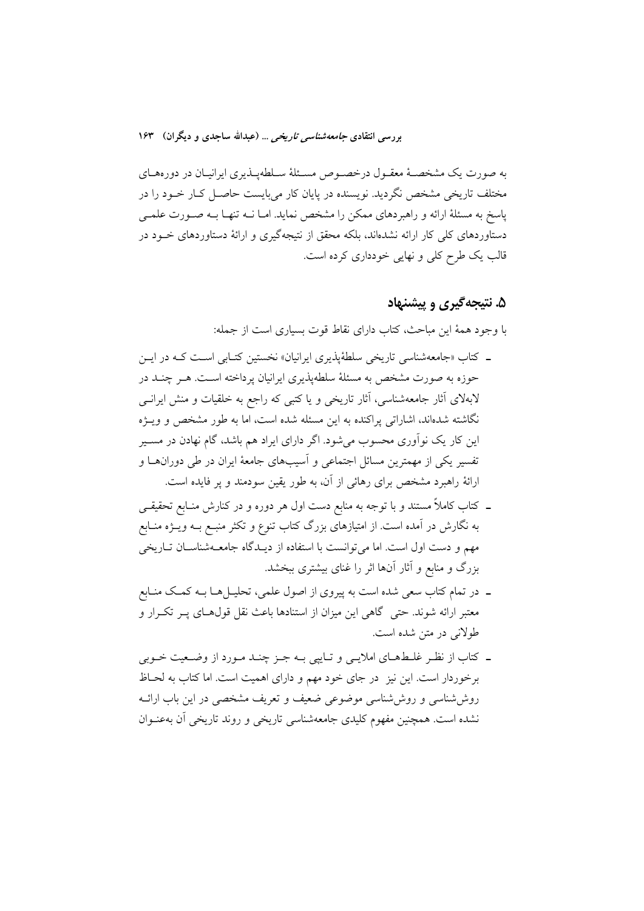به صورت یک مشخصهٔ معقول درخصوص مسئلهٔ سلطه‌پذیری ایرانیان در دوره‌های مختلف تاریخی مشخص نگردید. نویسنده در پایان کار می‌بایست حاصل کار خود را در پاسخ به مسئلهٔ ارائه و راهبردهای ممکن را مشخص نماید. اما نه تنها به صورت علمی دستاوردهای کلی کار ارائه نشده‌اند، بلکه محقق از نتیجه‌گیری و ارائهٔ دستاوردهای خود در قالب یک طرح کلی و نهایی خودداری کرده است.

## ۵. نتیجه‌گیری و پیشنهاد

با وجود همهٔ این مباحث، کتاب دارای نقاط قوت بسیاری است از جمله:

- کتاب «جامعه‌شناسی تاریخی سلطهٔپذیری ایرانیان» نخستین کتابی است که در این حوزه به صورت مشخص به مسئلهٔ سلطه‌پذیری ایرانیان پرداخته است. هر چند در لابه‌لای آثار جامعه‌شناسی، آثار تاریخی و یا کتبی که راجع به خلقیات و منش ایرانی نگاشته شده‌اند، اشاراتی پراکنده به این مسئله شده است، اما به طور مشخص و ویژه این کار یک نوآوری محسوب می‌شود. اگر دارای ایراد هم باشد، گام نهادن در مسیر تفسیر یکی از مهمترین مسائل اجتماعی و آسیب‌های جامعهٔ ایران در طی دوران‌ها و ارائهٔ راهبرد مشخص برای رهائی از آن، به طور یقین سودمند و پر فایده است.
- کتاب کاملاً مستند و با توجه به منابع دست اول هر دوره و در کنارش منابع تحقیقی به نگارش در آمده است. از امتیازهای بزرگ کتاب تنوع و تکثر منبع به ویژه منابع مهم و دست اول است. اما می‌توانست با استفاده از دیدگاه جامعه‌شناسان تاریخی بزرگ و منابع و آثار آن‌ها اثر را غنای بیشتری ببخشد.
- در تمام کتاب سعی شده است به پیروی از اصول علمی، تحلیل‌ها به کمک منابع معتبر ارائه شوند. حتی گاهی این میزان از استنادها باعث نقل قول‌های پر تکرار و طولانی در متن شده است.
- کتاب از نظر غلط‌های املایی و تایپی به جز چند مورد از وضعیت خوبی برخوردار است. این نیز در جای خود مهم و دارای اهمیت است. اما کتاب به لحاظ روش‌شناسی و روش‌شناسی موضوعی ضعیف و تعریف مشخصی در این باب ارائه نشده است. همچنین مفهوم کلیدی جامعه‌شناسی تاریخی و روند تاریخی آن به‌عنوان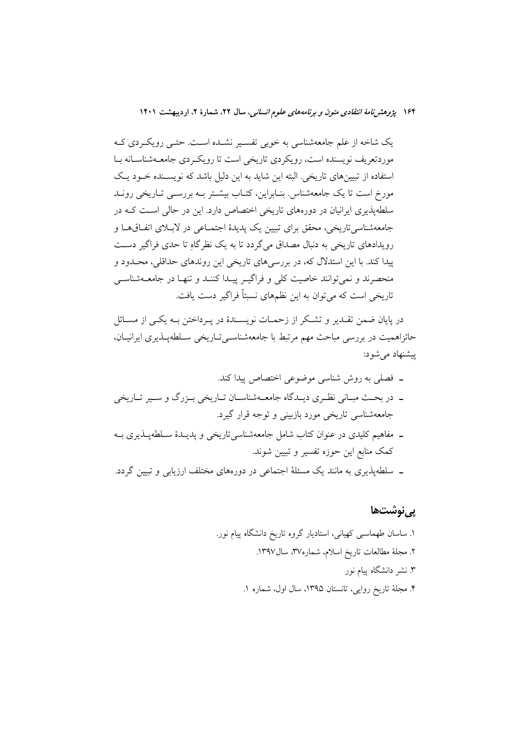یک شاخه از علم جامعه‌شناسی به خوبی تفسیر نشده است. حتی رویکردی که موردتعریف نویسنده است، رویکردی تاریخی است تا رویکردی جامعه‌شناسانه با استفاده از تبیین‌های تاریخی. البته این شاید به این دلیل باشد که نویسنده خود یک مورخ است تا یک جامعه‌شناس. بنابراین، کتاب بیشتر به بررسی تاریخی روند سلطه‌پذیری ایرانیان در دوره‌های تاریخی اختصاص دارد. این در حالی است که در جامعه‌شناسی‌تاریخی، محقق برای تبیین یک پدیدهٔ اجتماعی در لابلای اتفاق‌ها و رویدادهای تاریخی به دنبال مصداق می‌گردد تا به یک نظرگاهِ تا حدی فراگیر دست پیدا کند. با این استدلال که، در بررسی‌های تاریخی این روندهای حداقلی، محدود و منحصرند و نمی‌توانند خاصیت کلی و فراگیر پیدا کنند و تنها در جامعه‌شناسی تاریخی است که می‌توان به این نظم‌های نسبتاً فراگیر دست یافت.

در پایان ضمن تقدیر و تشکر از زحمات نویسندهٔ در پرداختن به یکی از مسائل حائزاهمیت در بررسی مباحث مهم مرتبط با جامعه‌شناسی‌تاریخی سلطه‌پذیری ایرانیان، پیشنهاد می‌شود:

- فصلی به روش شناسی موضوعی اختصاص پیدا کند.
- در بحث مبانی نظری دیدگاه جامعه‌شناسان تاریخی بزرگ و سیر تاریخی جامعه‌شناسی تاریخی مورد بازبینی و توجه قرار گیرد.
- مفاهیم کلیدی در عنوان کتاب شامل جامعه‌شناسی‌تاریخی و پدیدهٔ سلطه‌پذیری به کمک منابع این حوزه تفسیر و تبیین شوند.
- سلطه‌پذیری به مانند یک مسئلهٔ اجتماعی در دوره‌های مختلف ارزیابی و تبیین گردد.

## پی‌نوشت‌ها

۱. ساسان طهماسبی کهیانی، استادیار گروه تاریخ دانشگاه پیام نور.

۲. مجلهٔ مطالعات تاریخ اسلام، شماره۳۷، سال۱۳۹۷.

۳. نشر دانشگاه پیام نور

۴. مجلهٔ تاریخ روایی، تانستان ۱۳۹۵، سال اول، شماره ۱.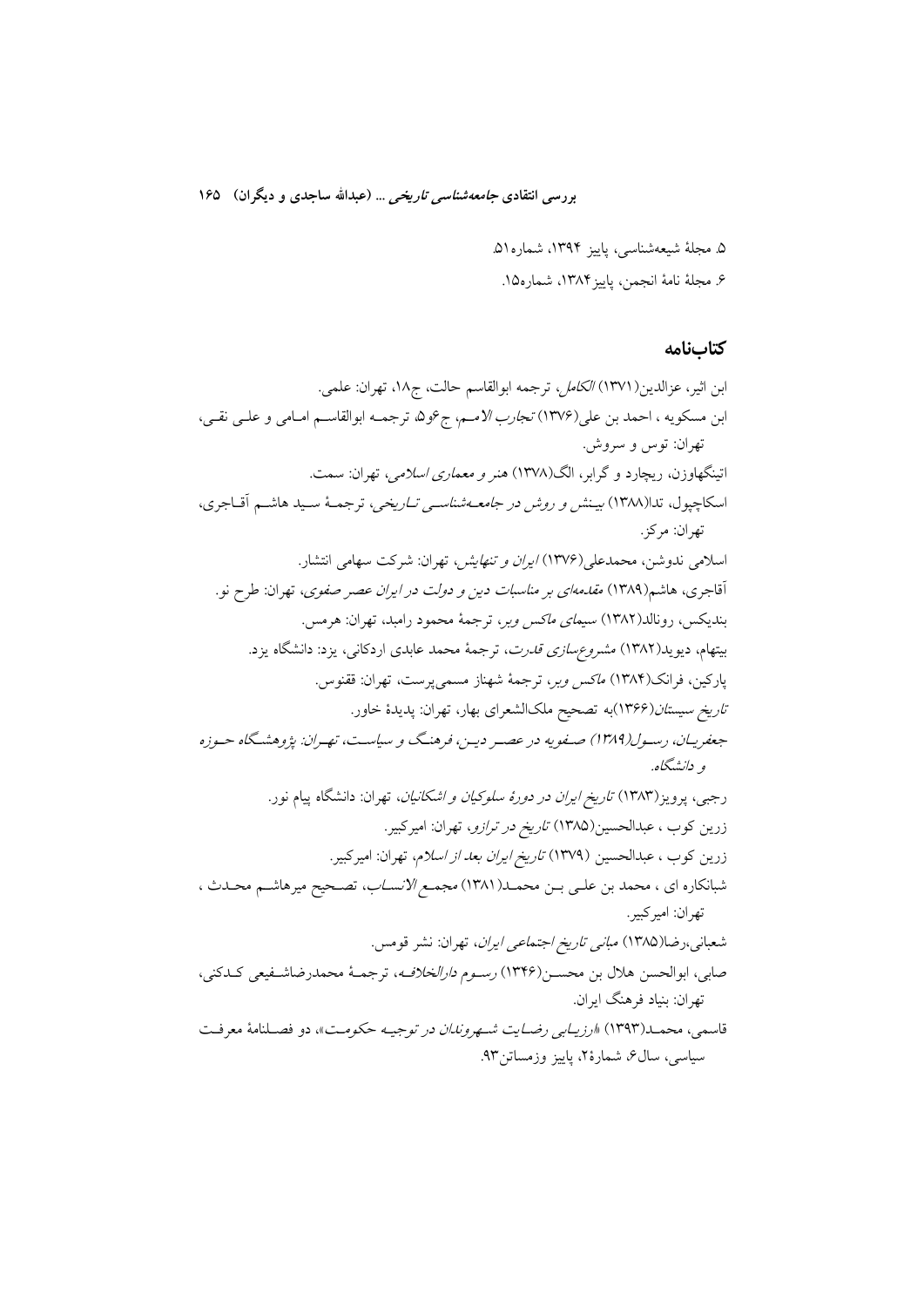۵. مجلهٔ شیعه‌شناسی، پاییز ۱۳۹۴، شماره۵۱.

۶. مجلهٔ نامهٔ انجمن، پاییز۱۳۸۴، شماره۱۵.

## کتاب‌نامه

ابن اثیر، عزالدین(۱۳۷۱) *الکامل*، ترجمه ابوالقاسم حالت، ج۱۸، تهران: علمی.

ابن مسکویه ، احمد بن علی(۱۳۷۶) *تجارب الامـم*، ج۶و۵، ترجمـه ابوالقاسـم امـامی و علـی نقـی، تهران: توس و سروش.

اتینگهاوزن، ریچارد و گرابر، الگ(۱۳۷۸) *هنر و معماری اسلامی*، تهران: سمت.

اسکاچپول، تدا(۱۳۸۸) *بیـنش و روش در جامعـه‌شناسـی تـاریخی*، ترجمـهٔ سـید هاشـم آقـاجری، تهران: مرکز.

اسلامی ندوشن، محمدعلی(۱۳۷۶) *ایران و تنهایش*، تهران: شرکت سهامی انتشار.

آقاجری، هاشم(۱۳۸۹) *مقدمه‌ای بر مناسبات دین و دولت در ایران عصر صفوی*، تهران: طرح نو.

بندیکس، رونالد(۱۳۸۲) *سیمای ماکس وبر*، ترجمهٔ محمود رامبد، تهران: هرمس.

بیتهام، دیوید(۱۳۸۲) *مشروع‌سازی قدرت*، ترجمهٔ محمد عابدی اردکانی، یزد: دانشگاه یزد.

پارکین، فرانک(۱۳۸۴) *ماکس وبر*، ترجمهٔ شهناز مسمی‌پرست، تهران: ققنوس.

*تاریخ سیستان*(۱۳۶۶)به تصحیح ملک‌الشعرای بهار، تهران: پدیدهٔ خاور.

*جعفریـان، رسـول(۱۳۸۹) صـفویه در عصـر دیـن، فرهنـگ و سیاسـت، تهـران: پژوهشـگاه حـوزه و دانشگاه.*

رجبی، پرویز(۱۳۸۳) *تاریخ ایران در دورهٔ سلوکیان و اشکانیان*، تهران: دانشگاه پیام نور.

زرین کوب ، عبدالحسین(۱۳۸۵) *تاریخ در ترازو*، تهران: امیرکبیر.

زرین کوب ، عبدالحسین (۱۳۷۹) *تاریخ ایران بعد از اسلام*، تهران: امیرکبیر.

شبانکاره ای ، محمد بن علـی بـن محمـد(۱۳۸۱) *مجمـع الانسـاب*، تصـحیح میرهاشـم محـدث ، تهران: امیرکبیر.

شعبانی،رضا(۱۳۸۵) *مبانی تاریخ اجتماعی ایران*، تهران: نشر قومس.

صابی، ابوالحسن هلال بن محسـن(۱۳۴۶) *رسـوم دارالخلافـه*، ترجمـهٔ محمدرضاشـفیعی کـدکنی، تهران: بنیاد فرهنگ ایران.

قاسمی، محمـد(۱۳۹۳) «*ارزیـابی رضـایت شـهروندان در توجیـه حکومـت*»، دو فصـلنامهٔ معرفـت سیاسی، سال۶، شمارهٔ۲، پاییز وزمستان۹۳.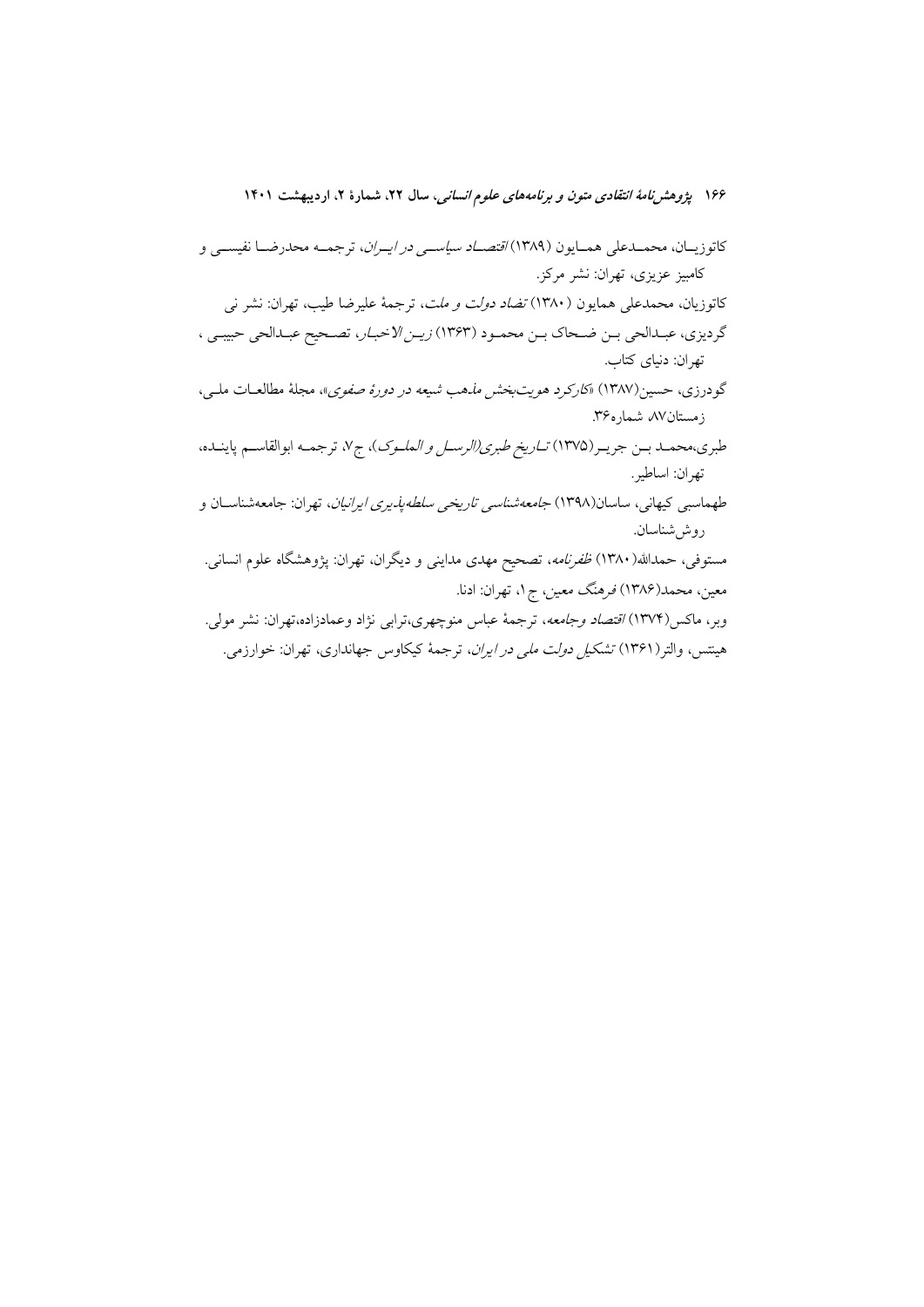کاتوزیان، محمدعلی همایون (۱۳۸۹) *اقتصاد سیاسی در ایران*، ترجمه محدرضا نفیسی و کامبیز عزیزی، تهران: نشر مرکز.

کاتوزیان، محمدعلی همایون (۱۳۸۰) *تضاد دولت و ملت*، ترجمهٔ علیرضا طیب، تهران: نشر نی

گردیزی، عبدالحی بن ضحاک بن محمود (۱۳۶۳) *زین الاخبار*، تصحیح عبدالحی حبیبی ، تهران: دنیای کتاب.

گودرزی، حسین(۱۳۸۷) «*کارکرد هویت‌بخش مذهب شیعه در دورهٔ صفوی*»، مجلهٔ مطالعات ملی، زمستان۸۷، شماره۳۶.

طبری،محمد بن جریر(۱۳۷۵) *تاریخ طبری(الرسل و الملوک)*، ج۷، ترجمه ابوالقاسم پاینده، تهران: اساطیر.

طهماسبی کیهانی، ساسان(۱۳۹۸) *جامعه‌شناسی تاریخی سلطه‌پذیری ایرانیان*، تهران: جامعه‌شناسان و روش‌شناسان.

مستوفی، حمدالله(۱۳۸۰) *ظفرنامه*، تصحیح مهدی مداینی و دیگران، تهران: پژوهشگاه علوم انسانی.

معین، محمد(۱۳۸۶) *فرهنگ معین*، ج۱، تهران: ادنا.

وبر، ماکس(۱۳۷۴) *اقتصاد وجامعه*، ترجمهٔ عباس منوچهری،ترابی نژاد وعمادزاده،تهران: نشر مولی.

هینتس، والتر(۱۳۶۱) *تشکیل دولت ملی در ایران*، ترجمهٔ کیکاوس جهانداری، تهران: خوارزمی.